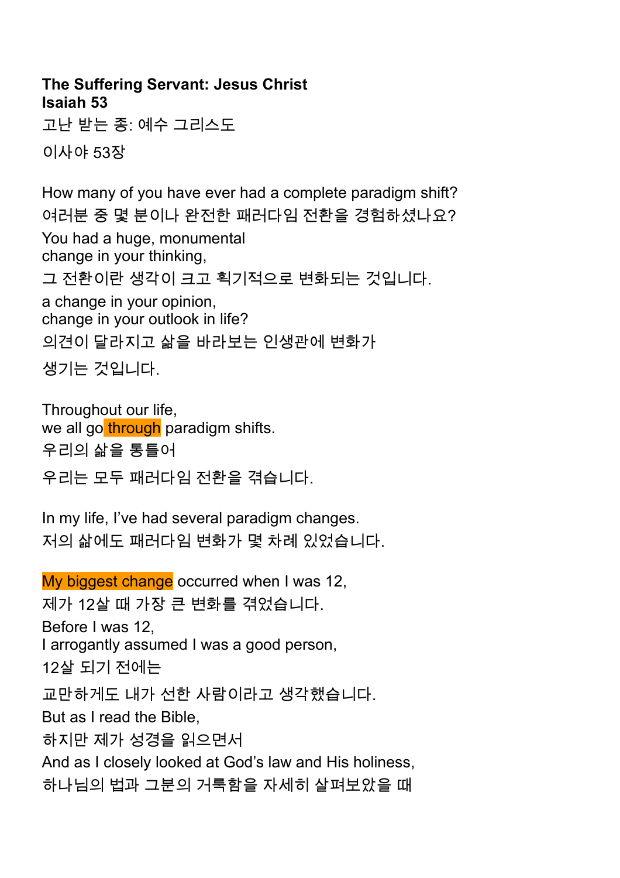**The Suffering Servant: Jesus Christ**
**Isaiah 53**

고난 받는 종: 예수 그리스도

이사야 53장

How many of you have ever had a complete paradigm shift?
여러분 중 몇 분이나 완전한 패러다임 전환을 경험하셨나요?
You had a huge, monumental
change in your thinking,
그 전환이란 생각이 크고 획기적으로 변화되는 것입니다.
a change in your opinion,
change in your outlook in life?
의견이 달라지고 삶을 바라보는 인생관에 변화가
생기는 것입니다.

Throughout our life,
we all go through paradigm shifts.
우리의 삶을 통틀어
우리는 모두 패러다임 전환을 겪습니다.

In my life, I've had several paradigm changes.
저의 삶에도 패러다임 변화가 몇 차례 있었습니다.

My biggest change occurred when I was 12,
제가 12살 때 가장 큰 변화를 겪었습니다.
Before I was 12,
I arrogantly assumed I was a good person,
12살 되기 전에는
교만하게도 내가 선한 사람이라고 생각했습니다.
But as I read the Bible,
하지만 제가 성경을 읽으면서
And as I closely looked at God's law and His holiness,
하나님의 법과 그분의 거룩함을 자세히 살펴보았을 때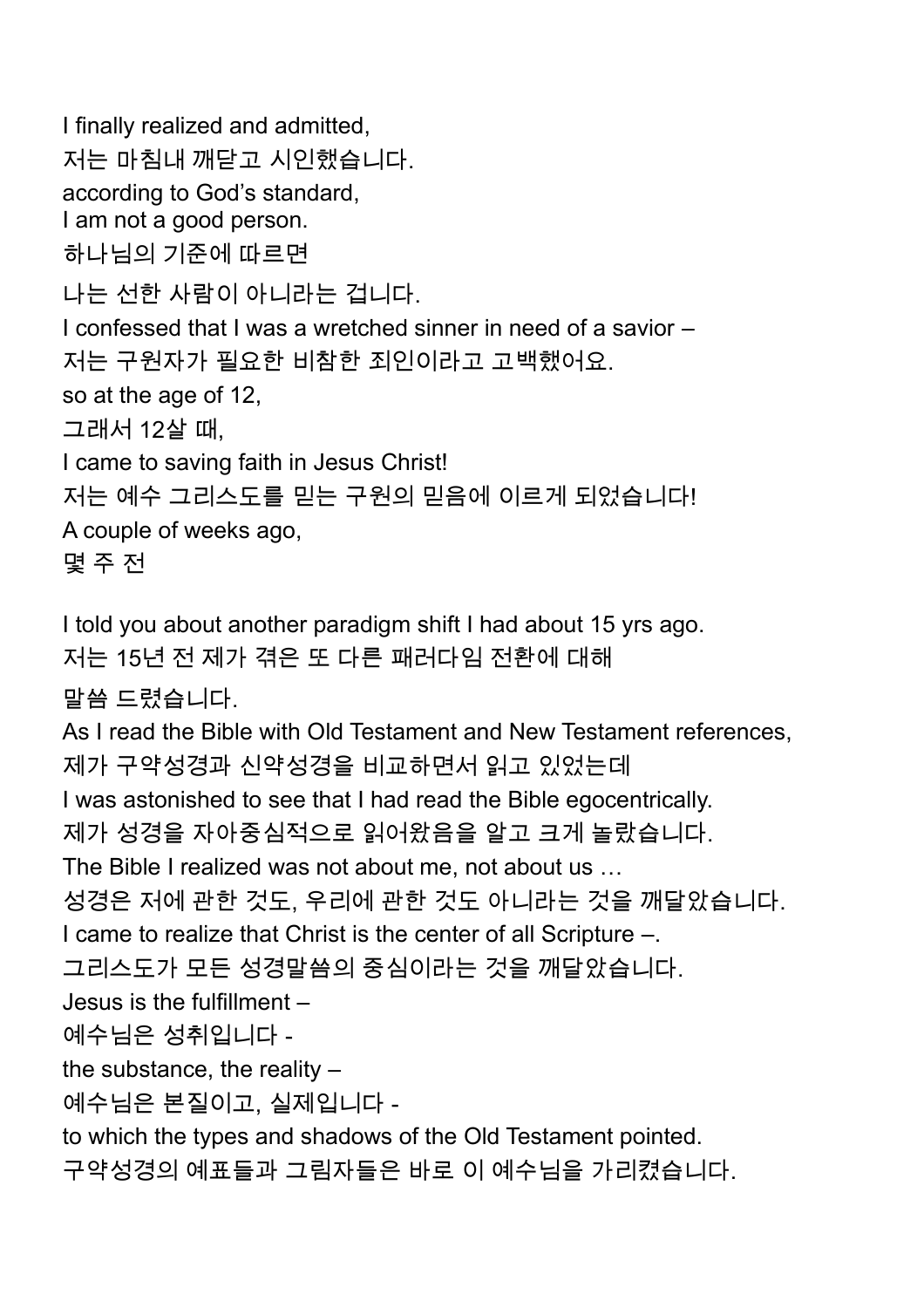I finally realized and admitted,
저는 마침내 깨닫고 시인했습니다.
according to God's standard,
I am not a good person.
하나님의 기준에 따르면
나는 선한 사람이 아니라는 겁니다.
I confessed that I was a wretched sinner in need of a savior –
저는 구원자가 필요한 비참한 죄인이라고 고백했어요.
so at the age of 12,
그래서 12살 때,
I came to saving faith in Jesus Christ!
저는 예수 그리스도를 믿는 구원의 믿음에 이르게 되었습니다!
A couple of weeks ago,
몇 주 전

I told you about another paradigm shift I had about 15 yrs ago.
저는 15년 전 제가 겪은 또 다른 패러다임 전환에 대해
말씀 드렸습니다.
As I read the Bible with Old Testament and New Testament references,
제가 구약성경과 신약성경을 비교하면서 읽고 있었는데
I was astonished to see that I had read the Bible egocentrically.
제가 성경을 자아중심적으로 읽어왔음을 알고 크게 놀랐습니다.
The Bible I realized was not about me, not about us …
성경은 저에 관한 것도, 우리에 관한 것도 아니라는 것을 깨달았습니다.
I came to realize that Christ is the center of all Scripture –.
그리스도가 모든 성경말씀의 중심이라는 것을 깨달았습니다.
Jesus is the fulfillment –
예수님은 성취입니다 -
the substance, the reality –
예수님은 본질이고, 실제입니다 -
to which the types and shadows of the Old Testament pointed.
구약성경의 예표들과 그림자들은 바로 이 예수님을 가리켰습니다.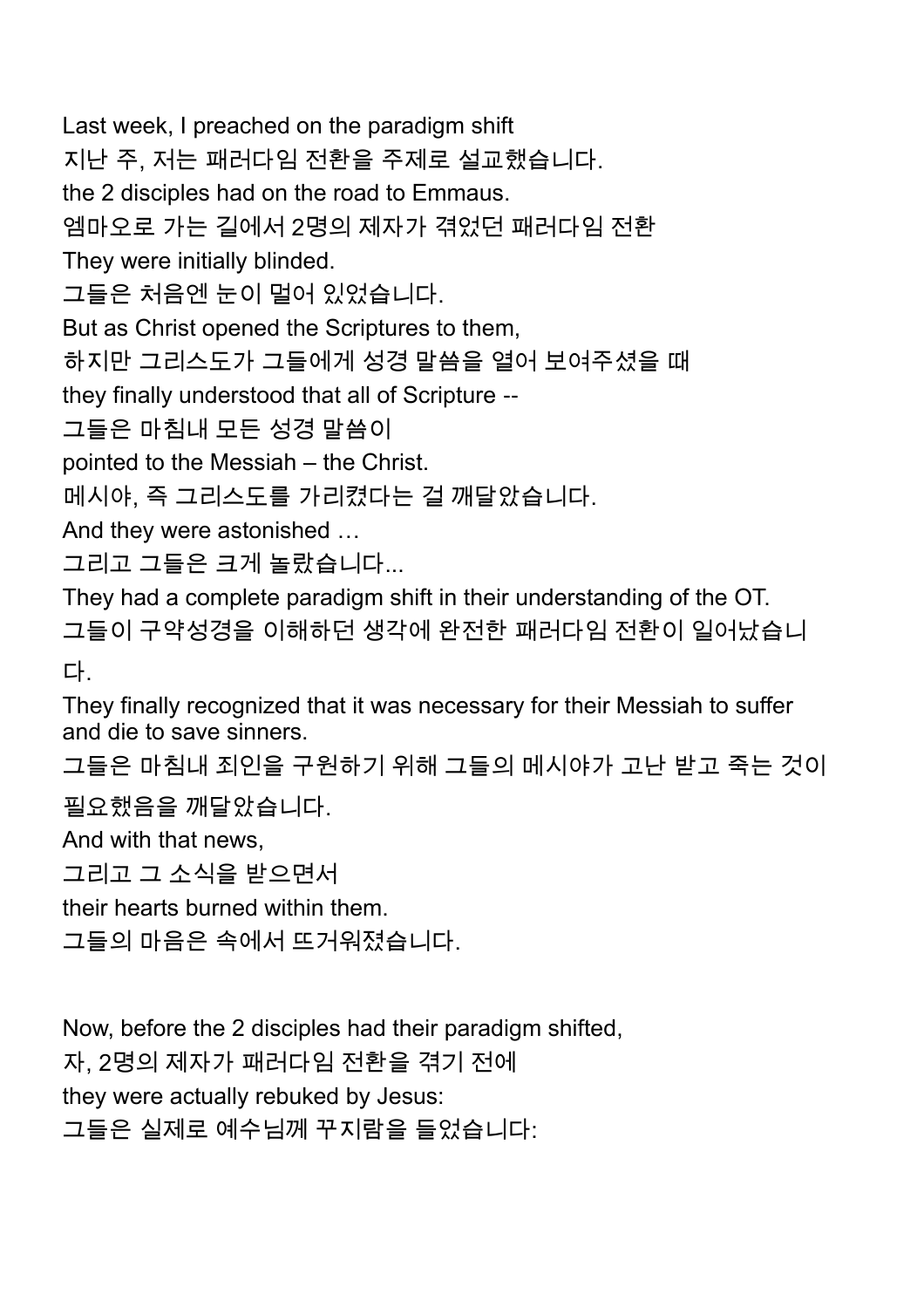Last week, I preached on the paradigm shift
지난 주, 저는 패러다임 전환을 주제로 설교했습니다.
the 2 disciples had on the road to Emmaus.
엠마오로 가는 길에서 2명의 제자가 겪었던 패러다임 전환
They were initially blinded.
그들은 처음엔 눈이 멀어 있었습니다.
But as Christ opened the Scriptures to them,
하지만 그리스도가 그들에게 성경 말씀을 열어 보여주셨을 때
they finally understood that all of Scripture --
그들은 마침내 모든 성경 말씀이
pointed to the Messiah – the Christ.
메시야, 즉 그리스도를 가리켰다는 걸 깨달았습니다.
And they were astonished …
그리고 그들은 크게 놀랐습니다...
They had a complete paradigm shift in their understanding of the OT.
그들이 구약성경을 이해하던 생각에 완전한 패러다임 전환이 일어났습니다.
They finally recognized that it was necessary for their Messiah to suffer and die to save sinners.
그들은 마침내 죄인을 구원하기 위해 그들의 메시야가 고난 받고 죽는 것이 필요했음을 깨달았습니다.
And with that news,
그리고 그 소식을 받으면서
their hearts burned within them.
그들의 마음은 속에서 뜨거워졌습니다.

Now, before the 2 disciples had their paradigm shifted,
자, 2명의 제자가 패러다임 전환을 겪기 전에
they were actually rebuked by Jesus:
그들은 실제로 예수님께 꾸지람을 들었습니다: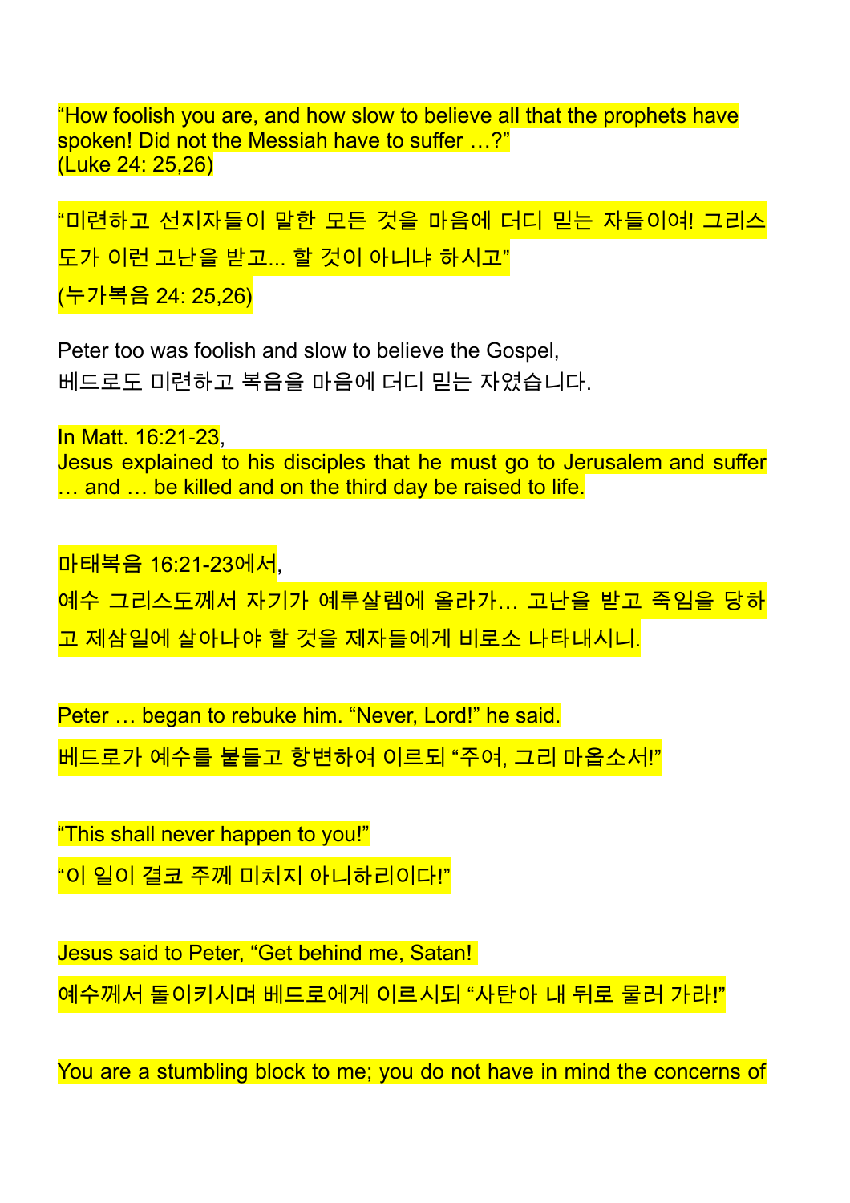“How foolish you are, and how slow to believe all that the prophets have spoken! Did not the Messiah have to suffer …?”
(Luke 24: 25,26)

“미련하고 선지자들이 말한 모든 것을 마음에 더디 믿는 자들이여! 그리스도가 이런 고난을 받고... 할 것이 아니냐 하시고”
(누가복음 24: 25,26)

Peter too was foolish and slow to believe the Gospel,
베드로도 미련하고 복음을 마음에 더디 믿는 자였습니다.

In Matt. 16:21-23,
Jesus explained to his disciples that he must go to Jerusalem and suffer … and … be killed and on the third day be raised to life.

마태복음 16:21-23에서,
예수 그리스도께서 자기가 예루살렘에 올라가… 고난을 받고 죽임을 당하고 제삼일에 살아나야 할 것을 제자들에게 비로소 나타내시니.

Peter … began to rebuke him. “Never, Lord!” he said.
베드로가 예수를 붙들고 항변하여 이르되 “주여, 그리 마옵소서!”

“This shall never happen to you!”
“이 일이 결코 주께 미치지 아니하리이다!”

Jesus said to Peter, “Get behind me, Satan!
예수께서 돌이키시며 베드로에게 이르시되 “사탄아 내 뒤로 물러 가라!”

You are a stumbling block to me; you do not have in mind the concerns of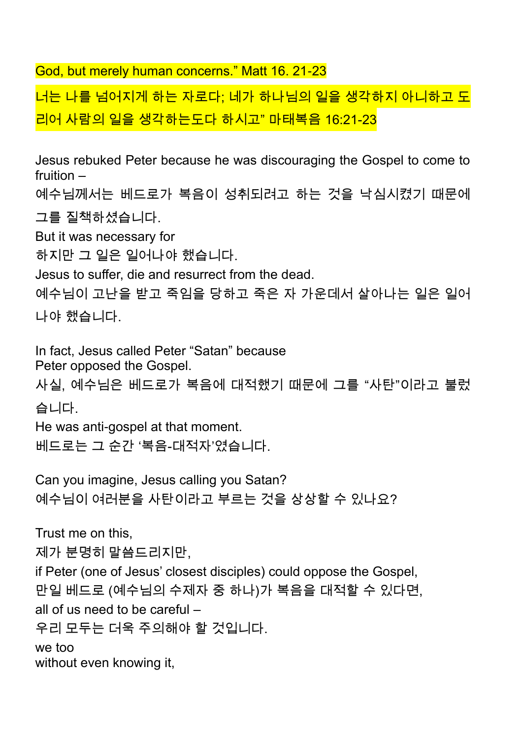God, but merely human concerns." Matt 16. 21-23

너는 나를 넘어지게 하는 자로다; 네가 하나님의 일을 생각하지 아니하고 도리어 사람의 일을 생각하는도다 하시고" 마태복음 16:21-23

Jesus rebuked Peter because he was discouraging the Gospel to come to fruition –
예수님께서는 베드로가 복음이 성취되려고 하는 것을 낙심시켰기 때문에 그를 질책하셨습니다.
But it was necessary for
하지만 그 일은 일어나야 했습니다.
Jesus to suffer, die and resurrect from the dead.
예수님이 고난을 받고 죽임을 당하고 죽은 자 가운데서 살아나는 일은 일어나야 했습니다.

In fact, Jesus called Peter "Satan" because
Peter opposed the Gospel.
사실, 예수님은 베드로가 복음에 대적했기 때문에 그를 "사탄"이라고 불렀습니다.
He was anti-gospel at that moment.
베드로는 그 순간 '복음-대적자'였습니다.

Can you imagine, Jesus calling you Satan?
예수님이 여러분을 사탄이라고 부르는 것을 상상할 수 있나요?

Trust me on this,
제가 분명히 말씀드리지만,
if Peter (one of Jesus' closest disciples) could oppose the Gospel,
만일 베드로 (예수님의 수제자 중 하나)가 복음을 대적할 수 있다면,
all of us need to be careful –
우리 모두는 더욱 주의해야 할 것입니다.
we too
without even knowing it,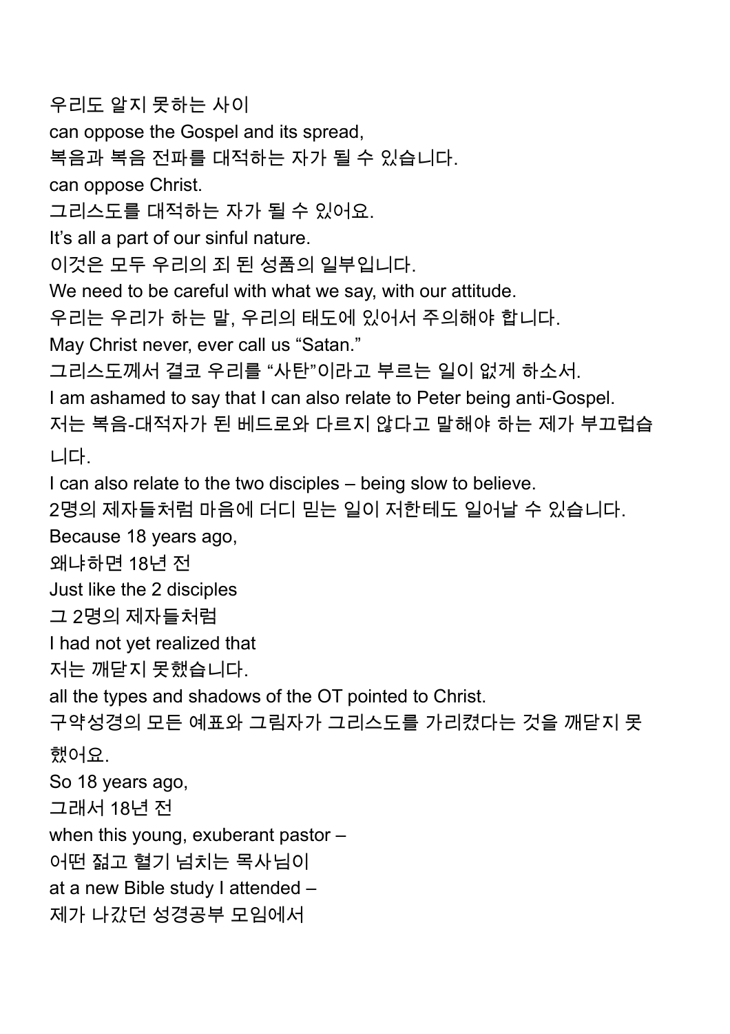우리도 알지 못하는 사이

can oppose the Gospel and its spread,

복음과 복음 전파를 대적하는 자가 될 수 있습니다.

can oppose Christ.

그리스도를 대적하는 자가 될 수 있어요.

It's all a part of our sinful nature.

이것은 모두 우리의 죄 된 성품의 일부입니다.

We need to be careful with what we say, with our attitude.

우리는 우리가 하는 말, 우리의 태도에 있어서 주의해야 합니다.

May Christ never, ever call us "Satan."

그리스도께서 결코 우리를 "사탄"이라고 부르는 일이 없게 하소서.

I am ashamed to say that I can also relate to Peter being anti-Gospel.

저는 복음-대적자가 된 베드로와 다르지 않다고 말해야 하는 제가 부끄럽습니다.

I can also relate to the two disciples – being slow to believe.

2명의 제자들처럼 마음에 더디 믿는 일이 저한테도 일어날 수 있습니다.

Because 18 years ago,

왜냐하면 18년 전

Just like the 2 disciples

그 2명의 제자들처럼

I had not yet realized that

저는 깨닫지 못했습니다.

all the types and shadows of the OT pointed to Christ.

구약성경의 모든 예표와 그림자가 그리스도를 가리켰다는 것을 깨닫지 못했어요.

So 18 years ago,

그래서 18년 전

when this young, exuberant pastor –

어떤 젊고 혈기 넘치는 목사님이

at a new Bible study I attended –

제가 나갔던 성경공부 모임에서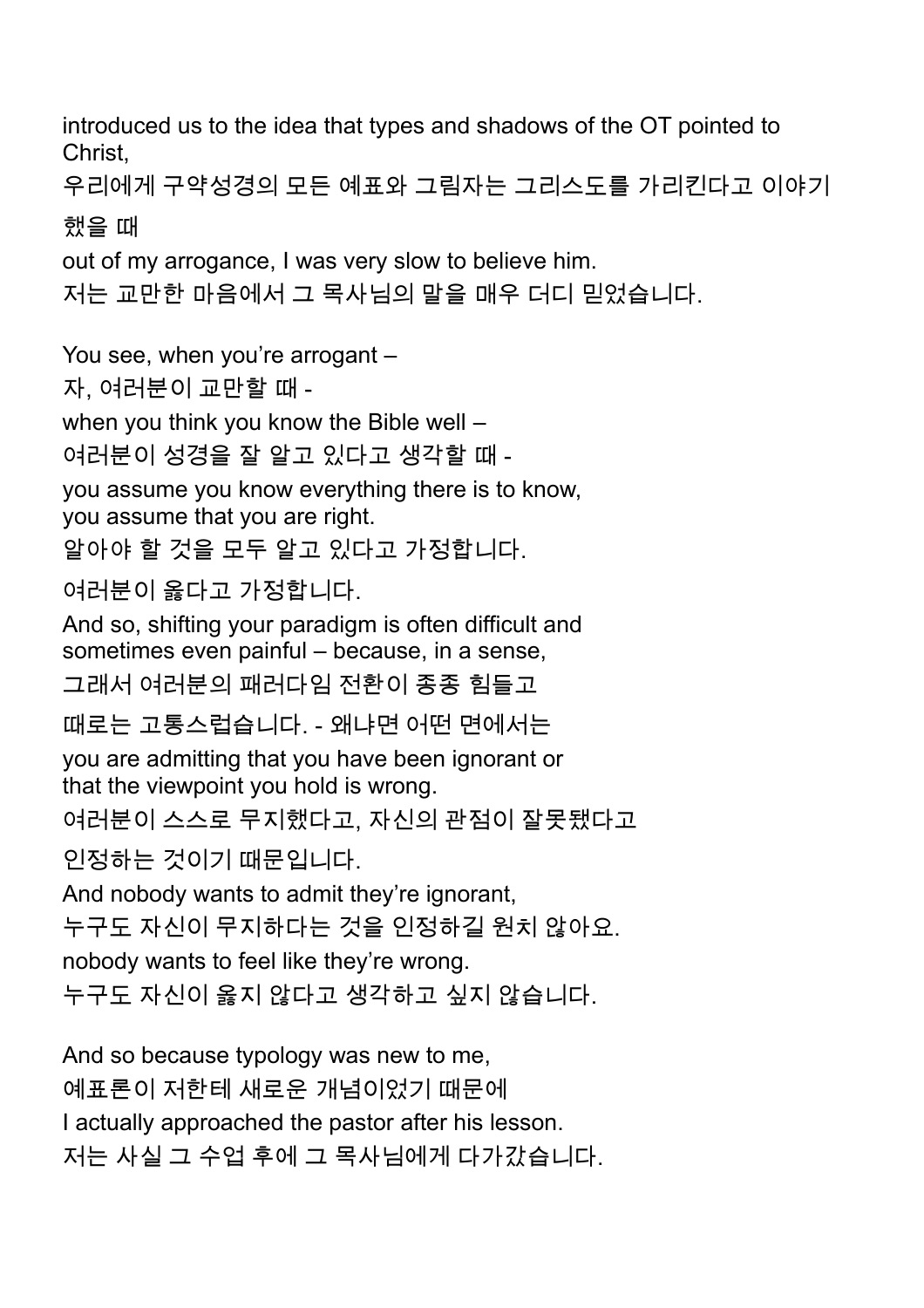introduced us to the idea that types and shadows of the OT pointed to Christ,
우리에게 구약성경의 모든 예표와 그림자는 그리스도를 가리킨다고 이야기했을 때
out of my arrogance, I was very slow to believe him.
저는 교만한 마음에서 그 목사님의 말을 매우 더디 믿었습니다.

You see, when you're arrogant –
자, 여러분이 교만할 때 -
when you think you know the Bible well –
여러분이 성경을 잘 알고 있다고 생각할 때 -
you assume you know everything there is to know,
you assume that you are right.
알아야 할 것을 모두 알고 있다고 가정합니다.
여러분이 옳다고 가정합니다.
And so, shifting your paradigm is often difficult and sometimes even painful – because, in a sense,
그래서 여러분의 패러다임 전환이 종종 힘들고
때로는 고통스럽습니다. - 왜냐면 어떤 면에서는
you are admitting that you have been ignorant or that the viewpoint you hold is wrong.
여러분이 스스로 무지했다고, 자신의 관점이 잘못됐다고
인정하는 것이기 때문입니다.
And nobody wants to admit they're ignorant,
누구도 자신이 무지하다는 것을 인정하길 원치 않아요.
nobody wants to feel like they're wrong.
누구도 자신이 옳지 않다고 생각하고 싶지 않습니다.

And so because typology was new to me,
예표론이 저한테 새로운 개념이었기 때문에
I actually approached the pastor after his lesson.
저는 사실 그 수업 후에 그 목사님에게 다가갔습니다.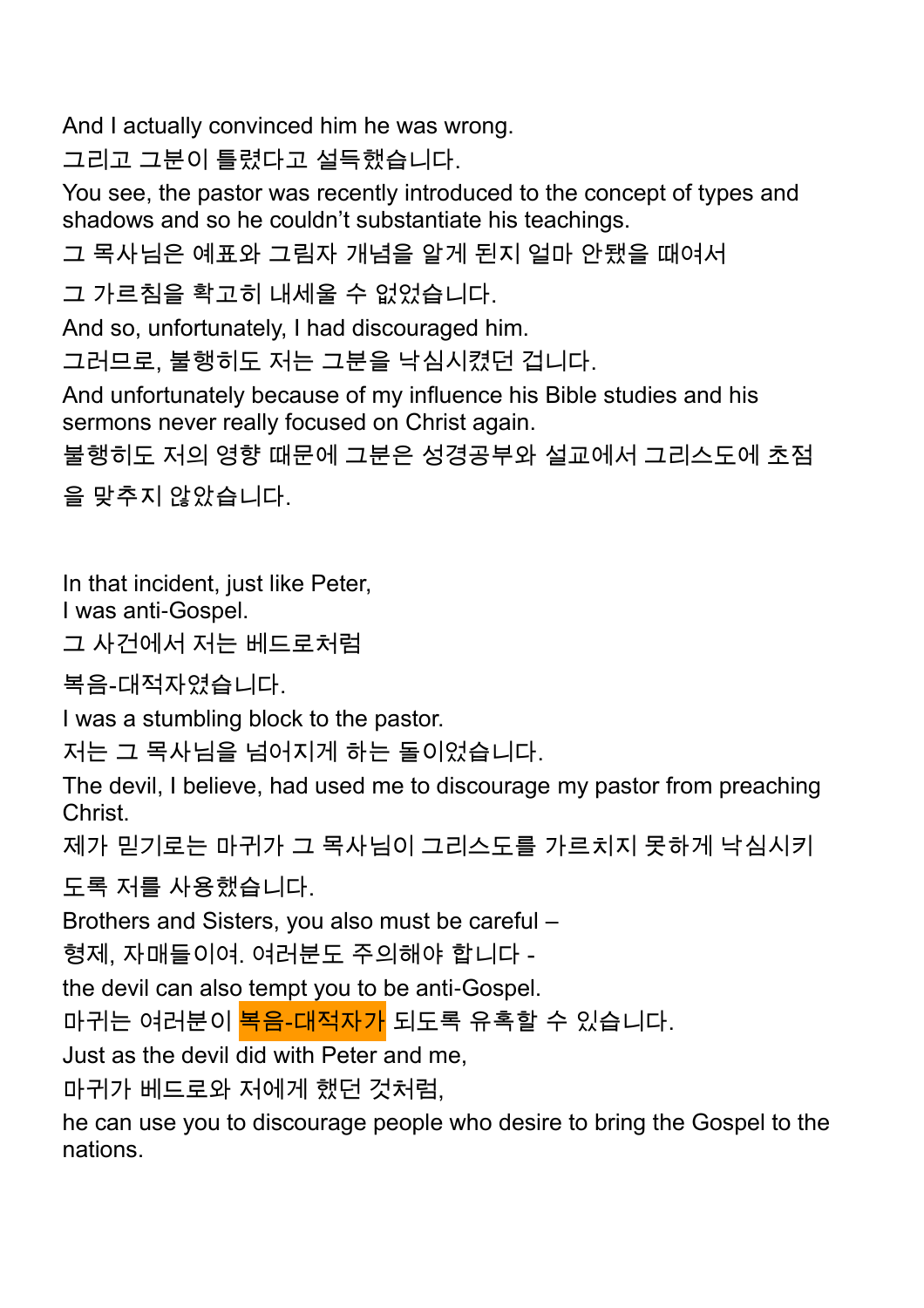And I actually convinced him he was wrong.

그리고 그분이 틀렸다고 설득했습니다.

You see, the pastor was recently introduced to the concept of types and shadows and so he couldn't substantiate his teachings.

그 목사님은 예표와 그림자 개념을 알게 된지 얼마 안됐을 때여서

그 가르침을 확고히 내세울 수 없었습니다.

And so, unfortunately, I had discouraged him.

그러므로, 불행히도 저는 그분을 낙심시켰던 겁니다.

And unfortunately because of my influence his Bible studies and his sermons never really focused on Christ again.

불행히도 저의 영향 때문에 그분은 성경공부와 설교에서 그리스도에 초점을 맞추지 않았습니다.

In that incident, just like Peter,
I was anti-Gospel.

그 사건에서 저는 베드로처럼

복음-대적자였습니다.

I was a stumbling block to the pastor.

저는 그 목사님을 넘어지게 하는 돌이었습니다.

The devil, I believe, had used me to discourage my pastor from preaching Christ.

제가 믿기로는 마귀가 그 목사님이 그리스도를 가르치지 못하게 낙심시키도록 저를 사용했습니다.

Brothers and Sisters, you also must be careful –

형제, 자매들이여. 여러분도 주의해야 합니다 -

the devil can also tempt you to be anti-Gospel.

마귀는 여러분이 복음-대적자가 되도록 유혹할 수 있습니다.

Just as the devil did with Peter and me,

마귀가 베드로와 저에게 했던 것처럼,

he can use you to discourage people who desire to bring the Gospel to the nations.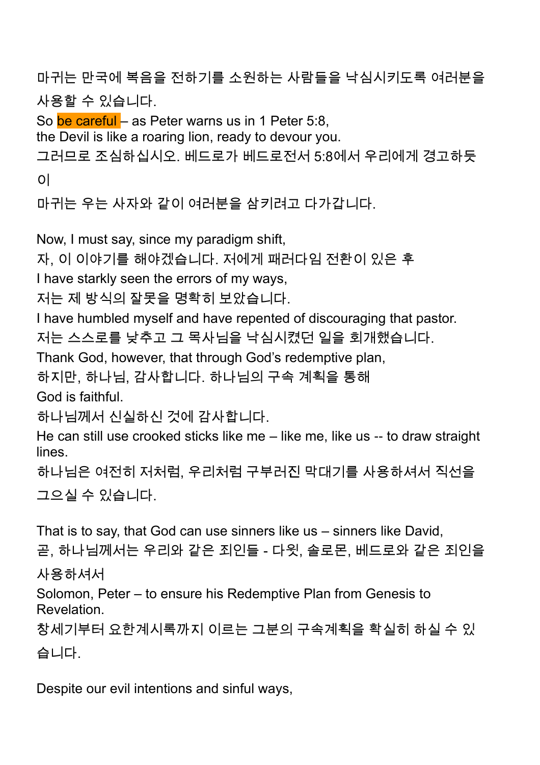마귀는 만국에 복음을 전하기를 소원하는 사람들을 낙심시키도록 여러분을 사용할 수 있습니다.
So be careful – as Peter warns us in 1 Peter 5:8,
the Devil is like a roaring lion, ready to devour you.
그러므로 조심하십시오. 베드로가 베드로전서 5:8에서 우리에게 경고하듯이
마귀는 우는 사자와 같이 여러분을 삼키려고 다가갑니다.

Now, I must say, since my paradigm shift,
자, 이 이야기를 해야겠습니다. 저에게 패러다임 전환이 있은 후
I have starkly seen the errors of my ways,
저는 제 방식의 잘못을 명확히 보았습니다.
I have humbled myself and have repented of discouraging that pastor.
저는 스스로를 낮추고 그 목사님을 낙심시켰던 일을 회개했습니다.
Thank God, however, that through God's redemptive plan,
하지만, 하나님, 감사합니다. 하나님의 구속 계획을 통해
God is faithful.
하나님께서 신실하신 것에 감사합니다.
He can still use crooked sticks like me – like me, like us -- to draw straight lines.
하나님은 여전히 저처럼, 우리처럼 구부러진 막대기를 사용하셔서 직선을 그으실 수 있습니다.

That is to say, that God can use sinners like us – sinners like David,
곧, 하나님께서는 우리와 같은 죄인들 - 다윗, 솔로몬, 베드로와 같은 죄인을 사용하셔서
Solomon, Peter – to ensure his Redemptive Plan from Genesis to Revelation.
창세기부터 요한계시록까지 이르는 그분의 구속계획을 확실히 하실 수 있습니다.

Despite our evil intentions and sinful ways,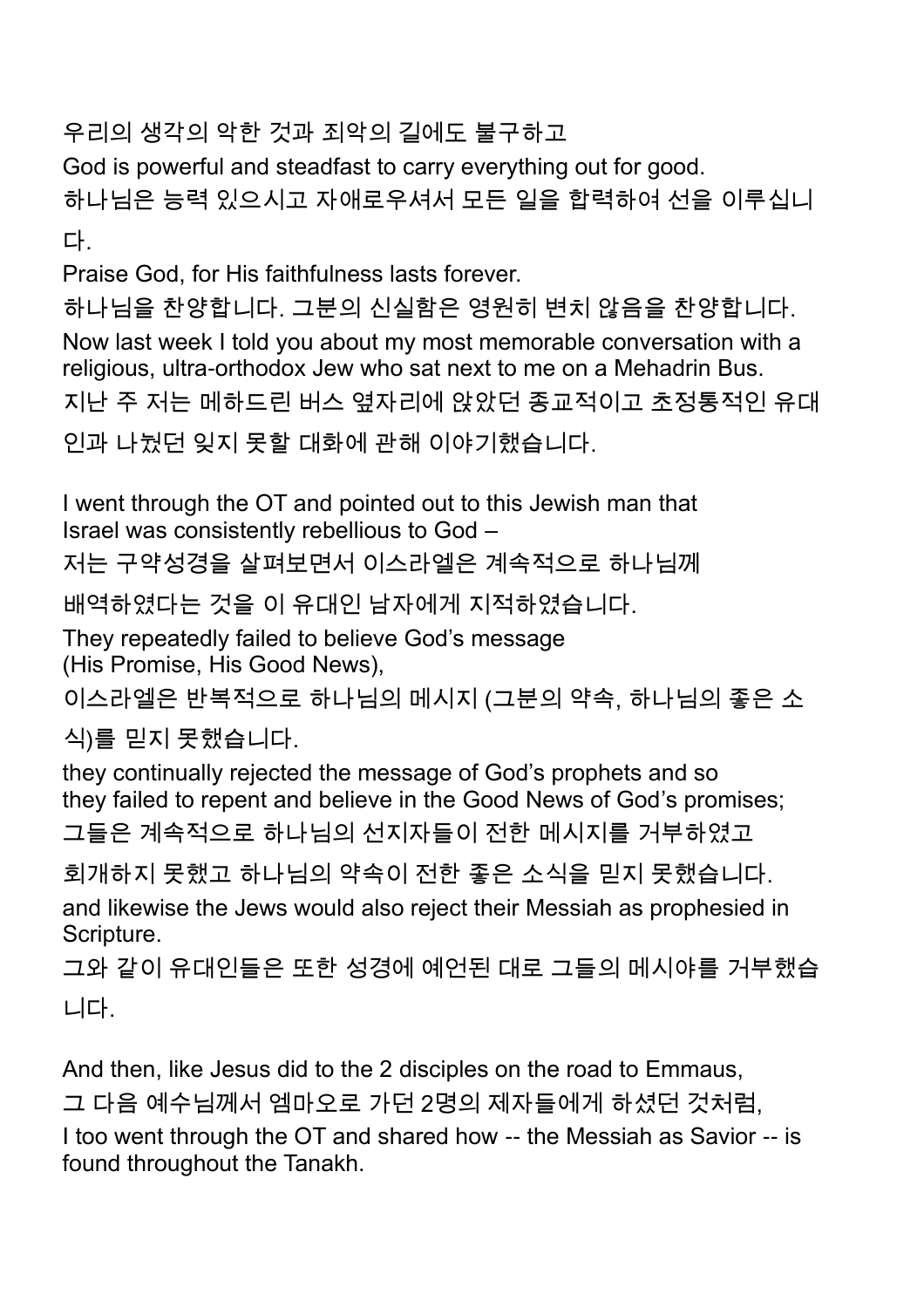우리의 생각의 악한 것과 죄악의 길에도 불구하고

God is powerful and steadfast to carry everything out for good.

하나님은 능력 있으시고 자애로우셔서 모든 일을 합력하여 선을 이루십니다.

Praise God, for His faithfulness lasts forever.

하나님을 찬양합니다. 그분의 신실함은 영원히 변치 않음을 찬양합니다.

Now last week I told you about my most memorable conversation with a religious, ultra-orthodox Jew who sat next to me on a Mehadrin Bus.

지난 주 저는 메하드린 버스 옆자리에 앉았던 종교적이고 초정통적인 유대인과 나눴던 잊지 못할 대화에 관해 이야기했습니다.

I went through the OT and pointed out to this Jewish man that Israel was consistently rebellious to God –

저는 구약성경을 살펴보면서 이스라엘은 계속적으로 하나님께 배역하였다는 것을 이 유대인 남자에게 지적하였습니다.

They repeatedly failed to believe God's message (His Promise, His Good News),

이스라엘은 반복적으로 하나님의 메시지 (그분의 약속, 하나님의 좋은 소식)를 믿지 못했습니다.

they continually rejected the message of God's prophets and so they failed to repent and believe in the Good News of God's promises;

그들은 계속적으로 하나님의 선지자들이 전한 메시지를 거부하였고 회개하지 못했고 하나님의 약속이 전한 좋은 소식을 믿지 못했습니다.

and likewise the Jews would also reject their Messiah as prophesied in Scripture.

그와 같이 유대인들은 또한 성경에 예언된 대로 그들의 메시야를 거부했습니다.

And then, like Jesus did to the 2 disciples on the road to Emmaus,

그 다음 예수님께서 엠마오로 가던 2명의 제자들에게 하셨던 것처럼,

I too went through the OT and shared how -- the Messiah as Savior -- is found throughout the Tanakh.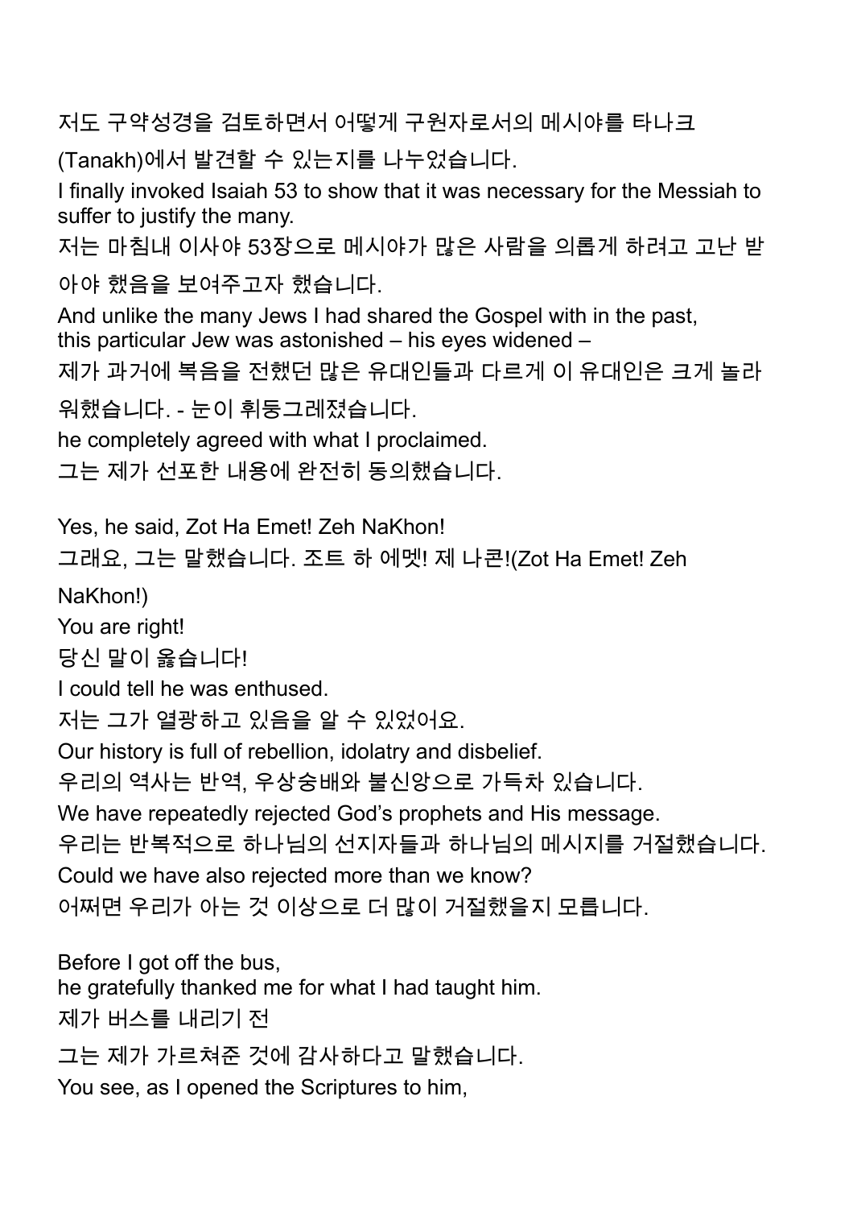저도 구약성경을 검토하면서 어떻게 구원자로서의 메시야를 타나크 (Tanakh)에서 발견할 수 있는지를 나누었습니다.
I finally invoked Isaiah 53 to show that it was necessary for the Messiah to suffer to justify the many.
저는 마침내 이사야 53장으로 메시야가 많은 사람을 의롭게 하려고 고난 받아야 했음을 보여주고자 했습니다.
And unlike the many Jews I had shared the Gospel with in the past, this particular Jew was astonished – his eyes widened –
제가 과거에 복음을 전했던 많은 유대인들과 다르게 이 유대인은 크게 놀라워했습니다. - 눈이 휘둥그레졌습니다.
he completely agreed with what I proclaimed.
그는 제가 선포한 내용에 완전히 동의했습니다.

Yes, he said, Zot Ha Emet! Zeh NaKhon!
그래요, 그는 말했습니다. 조트 하 에멧! 제 나콘!(Zot Ha Emet! Zeh NaKhon!)
You are right!
당신 말이 옳습니다!
I could tell he was enthused.
저는 그가 열광하고 있음을 알 수 있었어요.
Our history is full of rebellion, idolatry and disbelief.
우리의 역사는 반역, 우상숭배와 불신앙으로 가득차 있습니다.
We have repeatedly rejected God's prophets and His message.
우리는 반복적으로 하나님의 선지자들과 하나님의 메시지를 거절했습니다.
Could we have also rejected more than we know?
어쩌면 우리가 아는 것 이상으로 더 많이 거절했을지 모릅니다.

Before I got off the bus,
he gratefully thanked me for what I had taught him.
제가 버스를 내리기 전
그는 제가 가르쳐준 것에 감사하다고 말했습니다.
You see, as I opened the Scriptures to him,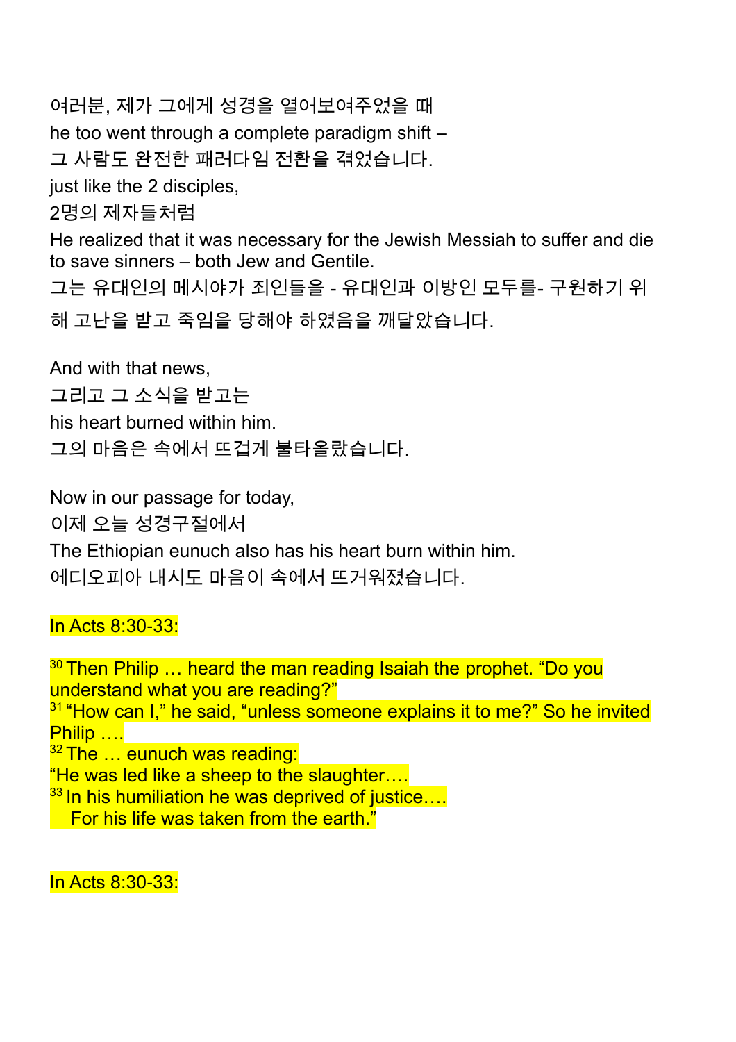여러분, 제가 그에게 성경을 열어보여주었을 때

he too went through a complete paradigm shift –

그 사람도 완전한 패러다임 전환을 겪었습니다.

just like the 2 disciples,

2명의 제자들처럼

He realized that it was necessary for the Jewish Messiah to suffer and die to save sinners – both Jew and Gentile.

그는 유대인의 메시야가 죄인들을 - 유대인과 이방인 모두를- 구원하기 위해 고난을 받고 죽임을 당해야 하였음을 깨달았습니다.

And with that news,

그리고 그 소식을 받고는

his heart burned within him.

그의 마음은 속에서 뜨겁게 불타올랐습니다.

Now in our passage for today,

이제 오늘 성경구절에서

The Ethiopian eunuch also has his heart burn within him.

에디오피아 내시도 마음이 속에서 뜨거워졌습니다.

In Acts 8:30-33:

[30] Then Philip … heard the man reading Isaiah the prophet. “Do you understand what you are reading?”
[31] “How can I,” he said, “unless someone explains it to me?” So he invited Philip ….
[32] The … eunuch was reading:
“He was led like a sheep to the slaughter….
[33] In his humiliation he was deprived of justice….
  For his life was taken from the earth.”

In Acts 8:30-33: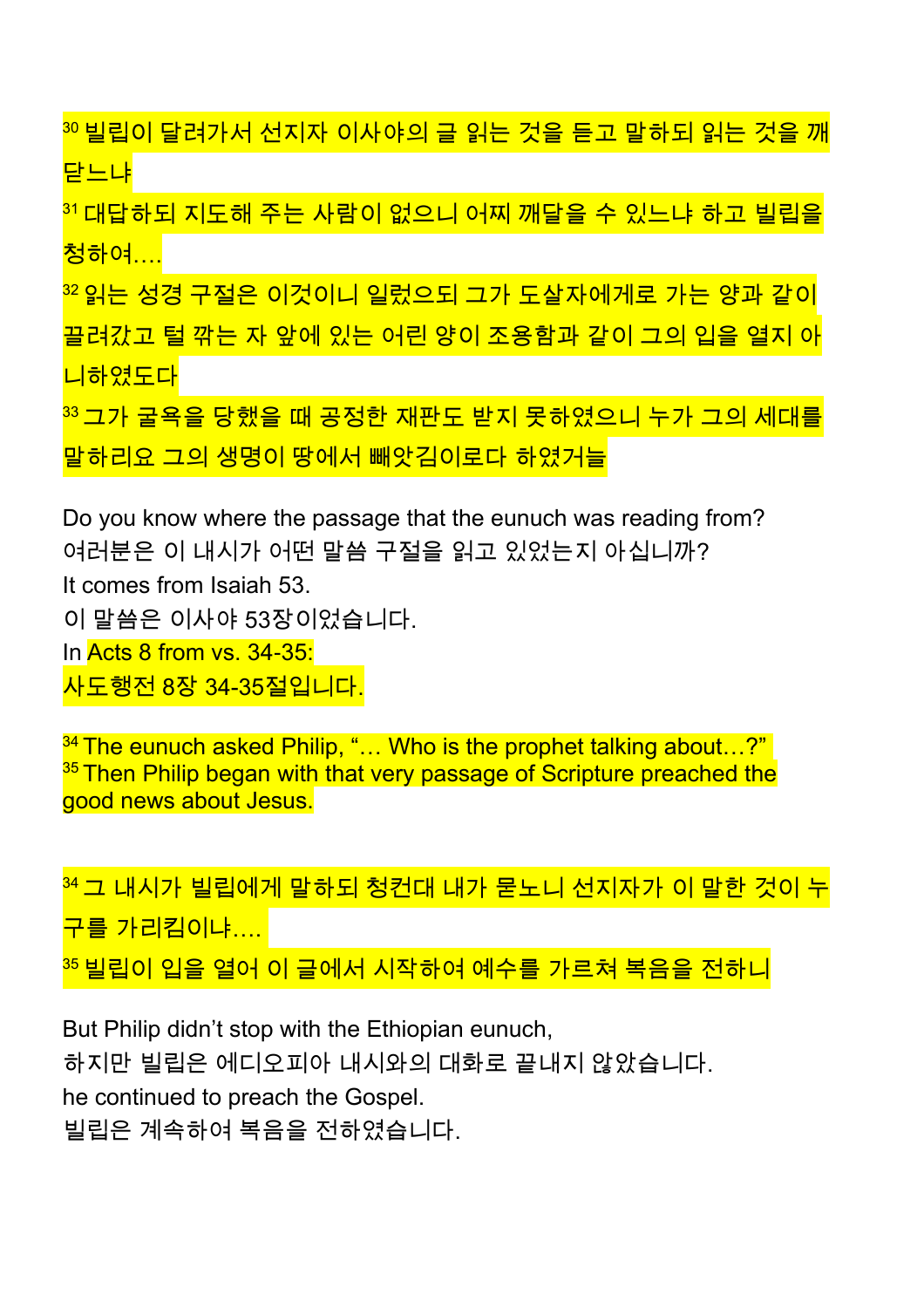[30] 빌립이 달려가서 선지자 이사야의 글 읽는 것을 듣고 말하되 읽는 것을 깨닫느냐
[31] 대답하되 지도해 주는 사람이 없으니 어찌 깨달을 수 있느냐 하고 빌립을 청하여....
[32] 읽는 성경 구절은 이것이니 일렀으되 그가 도살자에게로 가는 양과 같이 끌려갔고 털 깎는 자 앞에 있는 어린 양이 조용함과 같이 그의 입을 열지 아니하였도다
[33] 그가 굴욕을 당했을 때 공정한 재판도 받지 못하였으니 누가 그의 세대를 말하리요 그의 생명이 땅에서 빼앗김이로다 하였거늘

Do you know where the passage that the eunuch was reading from?
여러분은 이 내시가 어떤 말씀 구절을 읽고 있었는지 아십니까?
It comes from Isaiah 53.
이 말씀은 이사야 53장이었습니다.
In Acts 8 from vs. 34-35:
사도행전 8장 34-35절입니다.

[34] The eunuch asked Philip, "… Who is the prophet talking about…?"
[35] Then Philip began with that very passage of Scripture preached the good news about Jesus.

[34] 그 내시가 빌립에게 말하되 청컨대 내가 묻노니 선지자가 이 말한 것이 누구를 가리킴이냐....
[35] 빌립이 입을 열어 이 글에서 시작하여 예수를 가르쳐 복음을 전하니

But Philip didn't stop with the Ethiopian eunuch,
하지만 빌립은 에디오피아 내시와의 대화로 끝내지 않았습니다.
he continued to preach the Gospel.
빌립은 계속하여 복음을 전하였습니다.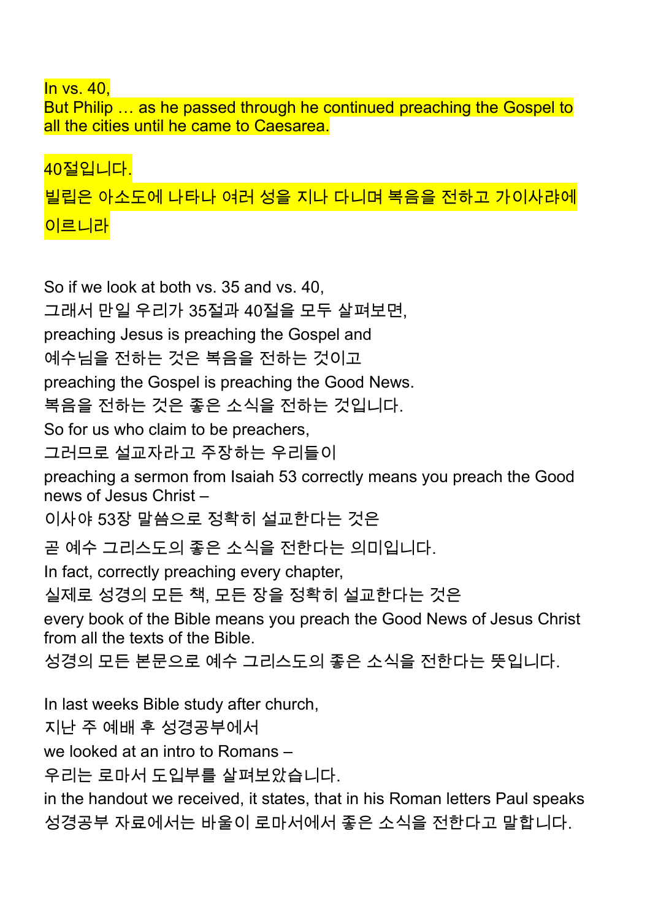In vs. 40,
But Philip … as he passed through he continued preaching the Gospel to all the cities until he came to Caesarea.

40절입니다.
빌립은 아소도에 나타나 여러 성을 지나 다니며 복음을 전하고 가이사랴에 이르니라

So if we look at both vs. 35 and vs. 40,
그래서 만일 우리가 35절과 40절을 모두 살펴보면,
preaching Jesus is preaching the Gospel and
예수님을 전하는 것은 복음을 전하는 것이고
preaching the Gospel is preaching the Good News.
복음을 전하는 것은 좋은 소식을 전하는 것입니다.
So for us who claim to be preachers,
그러므로 설교자라고 주장하는 우리들이
preaching a sermon from Isaiah 53 correctly means you preach the Good news of Jesus Christ –
이사야 53장 말씀으로 정확히 설교한다는 것은
곧 예수 그리스도의 좋은 소식을 전한다는 의미입니다.
In fact, correctly preaching every chapter,
실제로 성경의 모든 책, 모든 장을 정확히 설교한다는 것은
every book of the Bible means you preach the Good News of Jesus Christ from all the texts of the Bible.
성경의 모든 본문으로 예수 그리스도의 좋은 소식을 전한다는 뜻입니다.

In last weeks Bible study after church,
지난 주 예배 후 성경공부에서
we looked at an intro to Romans –
우리는 로마서 도입부를 살펴보았습니다.
in the handout we received, it states, that in his Roman letters Paul speaks
성경공부 자료에서는 바울이 로마서에서 좋은 소식을 전한다고 말합니다.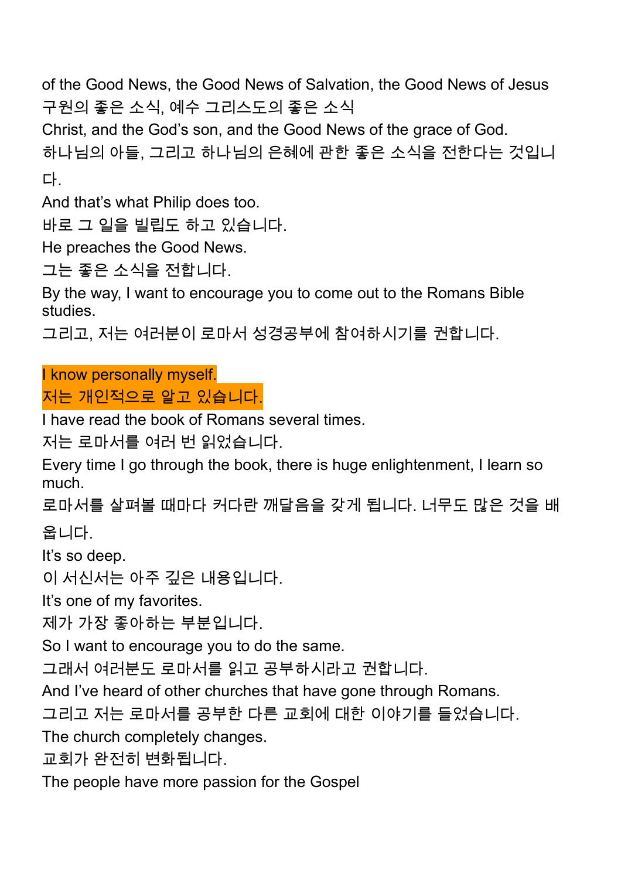of the Good News, the Good News of Salvation, the Good News of Jesus
구원의 좋은 소식, 예수 그리스도의 좋은 소식
Christ, and the God's son, and the Good News of the grace of God.
하나님의 아들, 그리고 하나님의 은혜에 관한 좋은 소식을 전한다는 것입니다.
And that's what Philip does too.
바로 그 일을 빌립도 하고 있습니다.
He preaches the Good News.
그는 좋은 소식을 전합니다.
By the way, I want to encourage you to come out to the Romans Bible studies.
그리고, 저는 여러분이 로마서 성경공부에 참여하시기를 권합니다.

I know personally myself.
저는 개인적으로 알고 있습니다.
I have read the book of Romans several times.
저는 로마서를 여러 번 읽었습니다.
Every time I go through the book, there is huge enlightenment, I learn so much.
로마서를 살펴볼 때마다 커다란 깨달음을 갖게 됩니다. 너무도 많은 것을 배웁니다.
It's so deep.
이 서신서는 아주 깊은 내용입니다.
It's one of my favorites.
제가 가장 좋아하는 부분입니다.
So I want to encourage you to do the same.
그래서 여러분도 로마서를 읽고 공부하시라고 권합니다.
And I've heard of other churches that have gone through Romans.
그리고 저는 로마서를 공부한 다른 교회에 대한 이야기를 들었습니다.
The church completely changes.
교회가 완전히 변화됩니다.
The people have more passion for the Gospel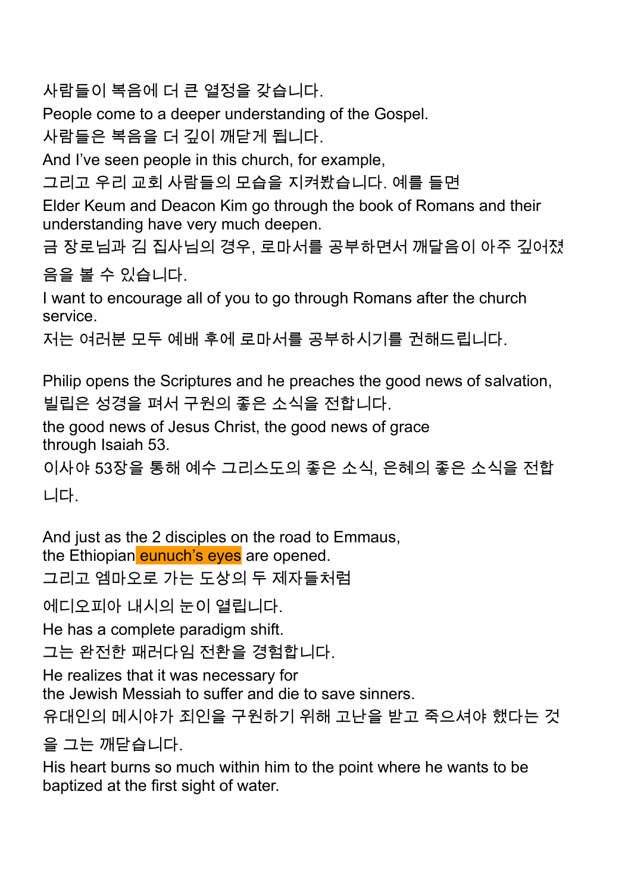사람들이 복음에 더 큰 열정을 갖습니다.

People come to a deeper understanding of the Gospel.

사람들은 복음을 더 깊이 깨닫게 됩니다.

And I've seen people in this church, for example,

그리고 우리 교회 사람들의 모습을 지켜봤습니다. 예를 들면

Elder Keum and Deacon Kim go through the book of Romans and their understanding have very much deepen.

금 장로님과 김 집사님의 경우, 로마서를 공부하면서 깨달음이 아주 깊어졌음을 볼 수 있습니다.

I want to encourage all of you to go through Romans after the church service.

저는 여러분 모두 예배 후에 로마서를 공부하시기를 권해드립니다.

Philip opens the Scriptures and he preaches the good news of salvation,

빌립은 성경을 펴서 구원의 좋은 소식을 전합니다.

the good news of Jesus Christ, the good news of grace
through Isaiah 53.

이사야 53장을 통해 예수 그리스도의 좋은 소식, 은혜의 좋은 소식을 전합니다.

And just as the 2 disciples on the road to Emmaus,
the Ethiopian eunuch's eyes are opened.

그리고 엠마오로 가는 도상의 두 제자들처럼

에디오피아 내시의 눈이 열립니다.

He has a complete paradigm shift.

그는 완전한 패러다임 전환을 경험합니다.

He realizes that it was necessary for
the Jewish Messiah to suffer and die to save sinners.

유대인의 메시야가 죄인을 구원하기 위해 고난을 받고 죽으셔야 했다는 것을 그는 깨닫습니다.

His heart burns so much within him to the point where he wants to be baptized at the first sight of water.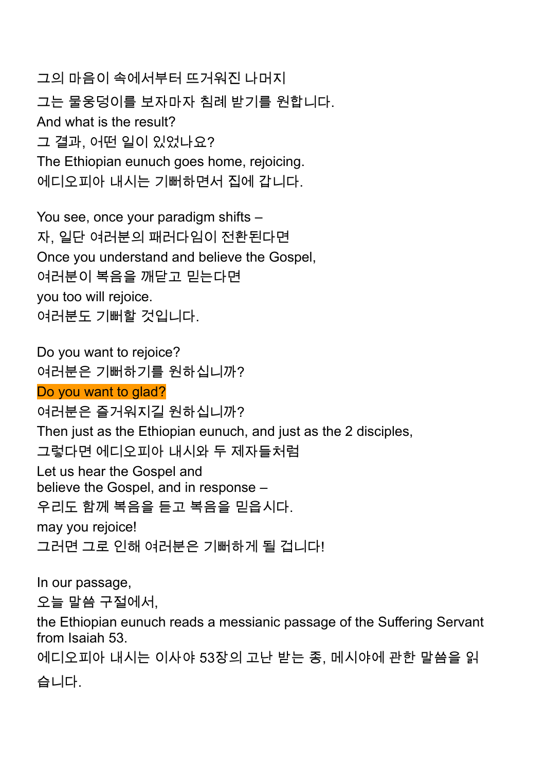그의 마음이 속에서부터 뜨거워진 나머지

그는 물웅덩이를 보자마자 침례 받기를 원합니다.

And what is the result?

그 결과, 어떤 일이 있었나요?

The Ethiopian eunuch goes home, rejoicing.

에디오피아 내시는 기뻐하면서 집에 갑니다.

You see, once your paradigm shifts –

자, 일단 여러분의 패러다임이 전환된다면

Once you understand and believe the Gospel,

여러분이 복음을 깨닫고 믿는다면

you too will rejoice.

여러분도 기뻐할 것입니다.

Do you want to rejoice?

여러분은 기뻐하기를 원하십니까?

Do you want to glad?

여러분은 즐거워지길 원하십니까?

Then just as the Ethiopian eunuch, and just as the 2 disciples,

그렇다면 에디오피아 내시와 두 제자들처럼

Let us hear the Gospel and
believe the Gospel, and in response –

우리도 함께 복음을 듣고 복음을 믿읍시다.

may you rejoice!

그러면 그로 인해 여러분은 기뻐하게 될 겁니다!

In our passage,

오늘 말씀 구절에서,

the Ethiopian eunuch reads a messianic passage of the Suffering Servant from Isaiah 53.

에디오피아 내시는 이사야 53장의 고난 받는 종, 메시야에 관한 말씀을 읽습니다.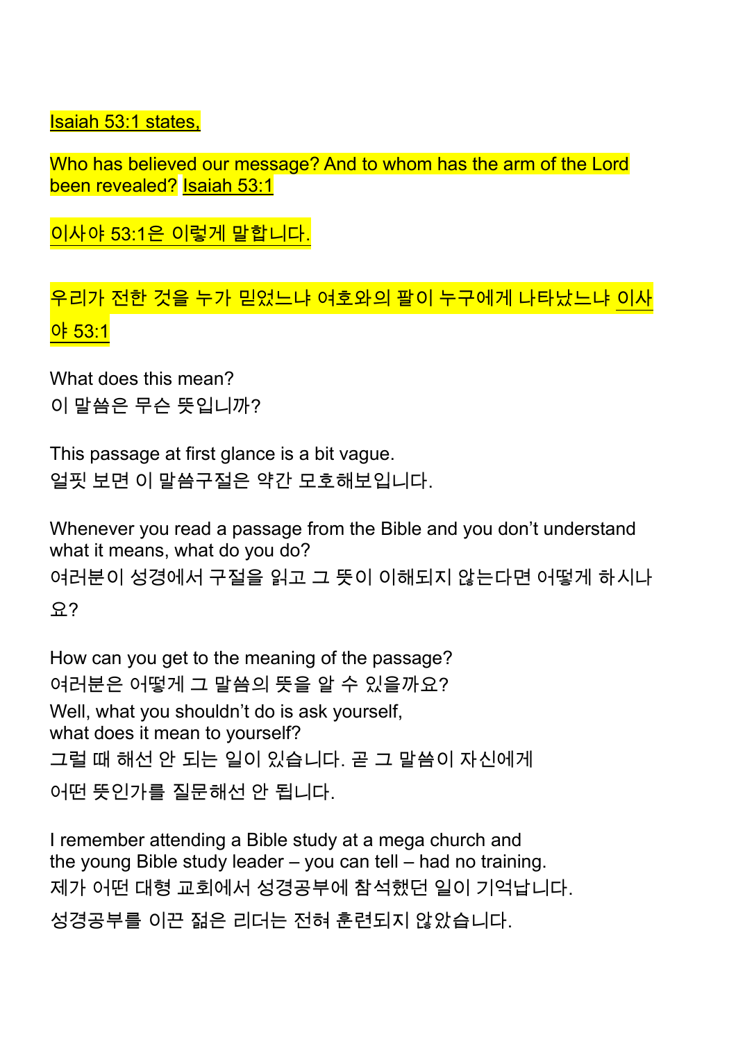Isaiah 53:1 states,

Who has believed our message? And to whom has the arm of the Lord been revealed? Isaiah 53:1

이사야 53:1은 이렇게 말합니다.

우리가 전한 것을 누가 믿었느냐 여호와의 팔이 누구에게 나타났느냐 이사야 53:1

What does this mean?
이 말씀은 무슨 뜻입니까?

This passage at first glance is a bit vague.
얼핏 보면 이 말씀구절은 약간 모호해보입니다.

Whenever you read a passage from the Bible and you don't understand what it means, what do you do?
여러분이 성경에서 구절을 읽고 그 뜻이 이해되지 않는다면 어떻게 하시나요?

How can you get to the meaning of the passage?
여러분은 어떻게 그 말씀의 뜻을 알 수 있을까요?
Well, what you shouldn't do is ask yourself,
what does it mean to yourself?
그럴 때 해선 안 되는 일이 있습니다. 곧 그 말씀이 자신에게 어떤 뜻인가를 질문해선 안 됩니다.

I remember attending a Bible study at a mega church and the young Bible study leader – you can tell – had no training.
제가 어떤 대형 교회에서 성경공부에 참석했던 일이 기억납니다.
성경공부를 이끈 젊은 리더는 전혀 훈련되지 않았습니다.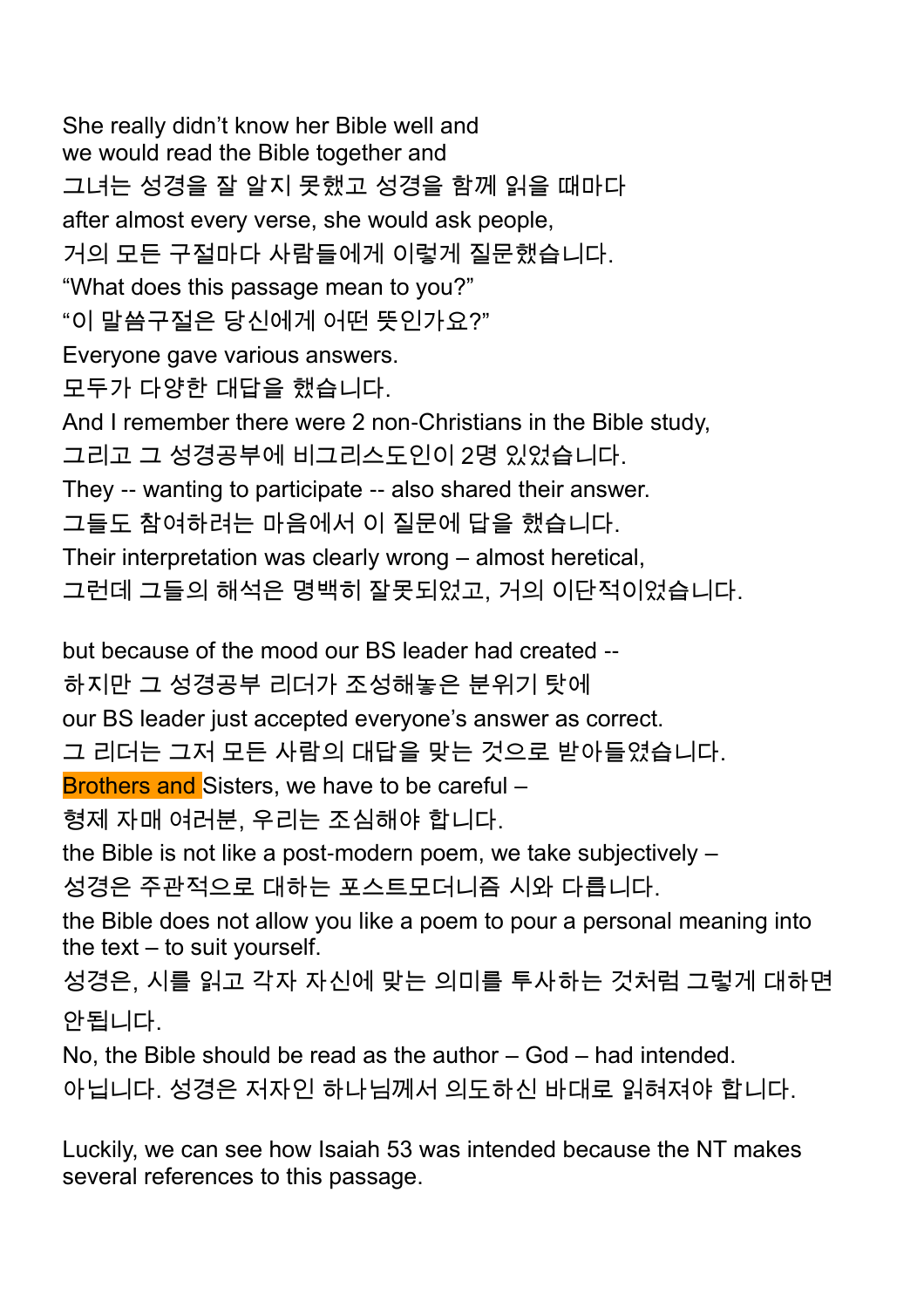She really didn't know her Bible well and
we would read the Bible together and
그녀는 성경을 잘 알지 못했고 성경을 함께 읽을 때마다
after almost every verse, she would ask people,
거의 모든 구절마다 사람들에게 이렇게 질문했습니다.
"What does this passage mean to you?"
"이 말씀구절은 당신에게 어떤 뜻인가요?"
Everyone gave various answers.
모두가 다양한 대답을 했습니다.
And I remember there were 2 non-Christians in the Bible study,
그리고 그 성경공부에 비그리스도인이 2명 있었습니다.
They -- wanting to participate -- also shared their answer.
그들도 참여하려는 마음에서 이 질문에 답을 했습니다.
Their interpretation was clearly wrong – almost heretical,
그런데 그들의 해석은 명백히 잘못되었고, 거의 이단적이었습니다.

but because of the mood our BS leader had created --
하지만 그 성경공부 리더가 조성해놓은 분위기 탓에
our BS leader just accepted everyone's answer as correct.
그 리더는 그저 모든 사람의 대답을 맞는 것으로 받아들였습니다.
Brothers and Sisters, we have to be careful –
형제 자매 여러분, 우리는 조심해야 합니다.
the Bible is not like a post-modern poem, we take subjectively –
성경은 주관적으로 대하는 포스트모더니즘 시와 다릅니다.
the Bible does not allow you like a poem to pour a personal meaning into the text – to suit yourself.
성경은, 시를 읽고 각자 자신에 맞는 의미를 투사하는 것처럼 그렇게 대하면 안됩니다.
No, the Bible should be read as the author – God – had intended.
아닙니다. 성경은 저자인 하나님께서 의도하신 바대로 읽혀져야 합니다.

Luckily, we can see how Isaiah 53 was intended because the NT makes several references to this passage.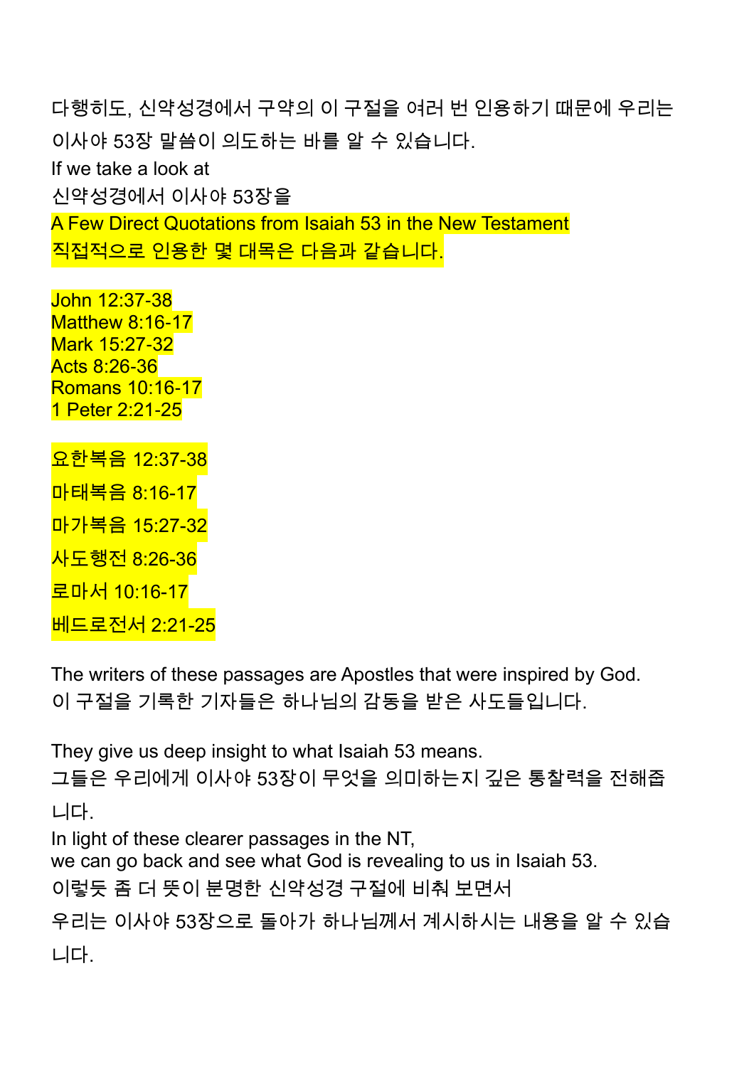다행히도, 신약성경에서 구약의 이 구절을 여러 번 인용하기 때문에 우리는 이사야 53장 말씀이 의도하는 바를 알 수 있습니다.

If we take a look at
신약성경에서 이사야 53장을
A Few Direct Quotations from Isaiah 53 in the New Testament
직접적으로 인용한 몇 대목은 다음과 같습니다.

John 12:37-38
Matthew 8:16-17
Mark 15:27-32
Acts 8:26-36
Romans 10:16-17
1 Peter 2:21-25

요한복음 12:37-38
마태복음 8:16-17
마가복음 15:27-32
사도행전 8:26-36
로마서 10:16-17
베드로전서 2:21-25

The writers of these passages are Apostles that were inspired by God.
이 구절을 기록한 기자들은 하나님의 감동을 받은 사도들입니다.

They give us deep insight to what Isaiah 53 means.
그들은 우리에게 이사야 53장이 무엇을 의미하는지 깊은 통찰력을 전해줍니다.
In light of these clearer passages in the NT,
we can go back and see what God is revealing to us in Isaiah 53.
이렇듯 좀 더 뜻이 분명한 신약성경 구절에 비춰 보면서
우리는 이사야 53장으로 돌아가 하나님께서 계시하시는 내용을 알 수 있습니다.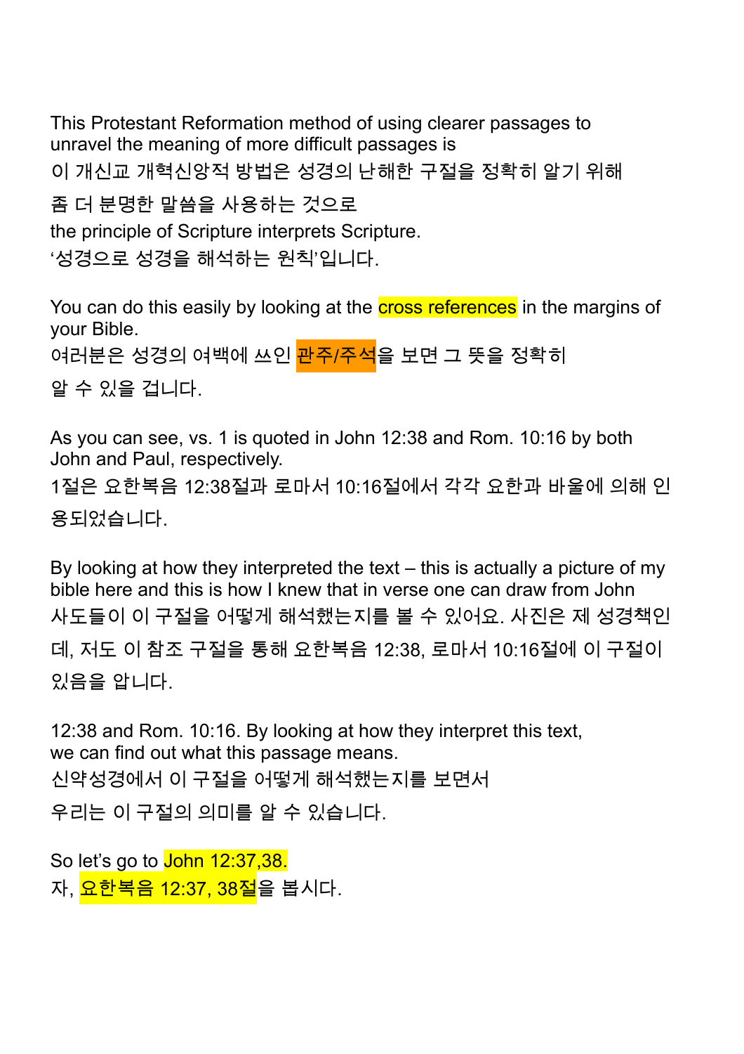This Protestant Reformation method of using clearer passages to unravel the meaning of more difficult passages is
이 개신교 개혁신앙적 방법은 성경의 난해한 구절을 정확히 알기 위해
좀 더 분명한 말씀을 사용하는 것으로
the principle of Scripture interprets Scripture.
'성경으로 성경을 해석하는 원칙'입니다.

You can do this easily by looking at the cross references in the margins of your Bible.
여러분은 성경의 여백에 쓰인 관주/주석을 보면 그 뜻을 정확히
알 수 있을 겁니다.

As you can see, vs. 1 is quoted in John 12:38 and Rom. 10:16 by both John and Paul, respectively.
1절은 요한복음 12:38절과 로마서 10:16절에서 각각 요한과 바울에 의해 인용되었습니다.

By looking at how they interpreted the text – this is actually a picture of my bible here and this is how I knew that in verse one can draw from John
사도들이 이 구절을 어떻게 해석했는지를 볼 수 있어요. 사진은 제 성경책인데, 저도 이 참조 구절을 통해 요한복음 12:38, 로마서 10:16절에 이 구절이 있음을 압니다.

12:38 and Rom. 10:16. By looking at how they interpret this text, we can find out what this passage means.
신약성경에서 이 구절을 어떻게 해석했는지를 보면서
우리는 이 구절의 의미를 알 수 있습니다.

So let's go to John 12:37,38.
자, 요한복음 12:37, 38절을 봅시다.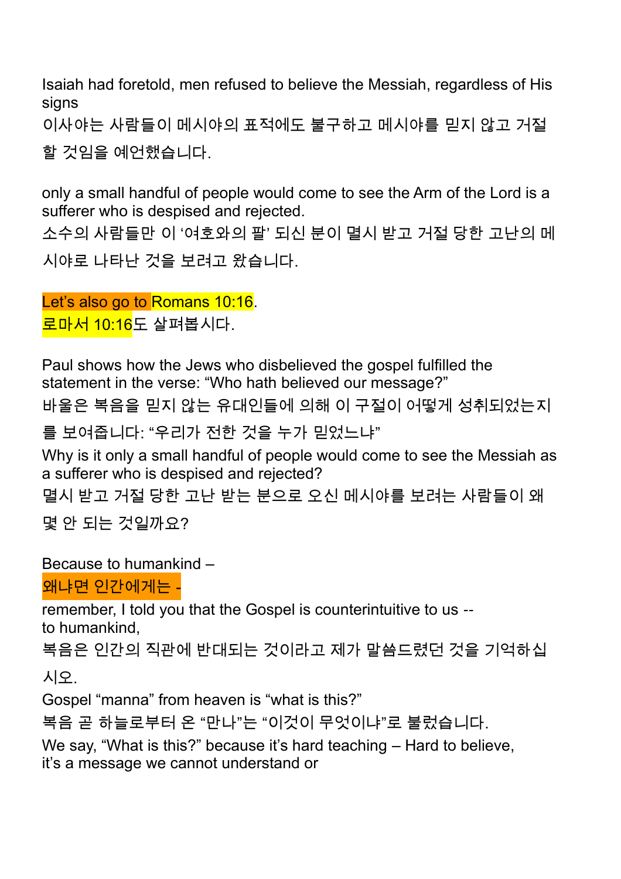Isaiah had foretold, men refused to believe the Messiah, regardless of His signs

이사야는 사람들이 메시야의 표적에도 불구하고 메시야를 믿지 않고 거절할 것임을 예언했습니다.

only a small handful of people would come to see the Arm of the Lord is a sufferer who is despised and rejected.

소수의 사람들만 이 '여호와의 팔' 되신 분이 멸시 받고 거절 당한 고난의 메시야로 나타난 것을 보려고 왔습니다.

Let's also go to Romans 10:16.

로마서 10:16도 살펴봅시다.

Paul shows how the Jews who disbelieved the gospel fulfilled the statement in the verse: "Who hath believed our message?"

바울은 복음을 믿지 않는 유대인들에 의해 이 구절이 어떻게 성취되었는지를 보여줍니다: "우리가 전한 것을 누가 믿었느냐"

Why is it only a small handful of people would come to see the Messiah as a sufferer who is despised and rejected?

멸시 받고 거절 당한 고난 받는 분으로 오신 메시야를 보려는 사람들이 왜 몇 안 되는 것일까요?

Because to humankind –

왜냐면 인간에게는 -

remember, I told you that the Gospel is counterintuitive to us -- to humankind,

복음은 인간의 직관에 반대되는 것이라고 제가 말씀드렸던 것을 기억하십시오.

Gospel "manna" from heaven is "what is this?"

복음 곧 하늘로부터 온 "만나"는 "이것이 무엇이냐"로 불렀습니다.

We say, "What is this?" because it's hard teaching – Hard to believe, it's a message we cannot understand or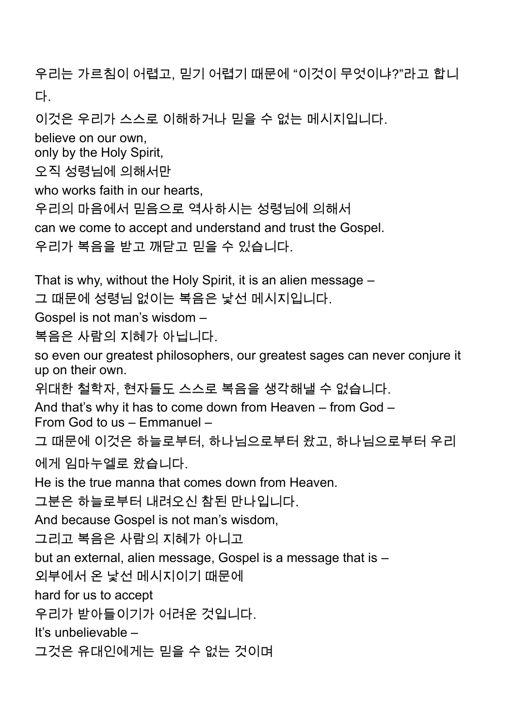우리는 가르침이 어렵고, 믿기 어렵기 때문에 "이것이 무엇이냐?"라고 합니다.

이것은 우리가 스스로 이해하거나 믿을 수 없는 메시지입니다.

believe on our own,
only by the Holy Spirit,

오직 성령님에 의해서만

who works faith in our hearts,

우리의 마음에서 믿음으로 역사하시는 성령님에 의해서

can we come to accept and understand and trust the Gospel.

우리가 복음을 받고 깨닫고 믿을 수 있습니다.

That is why, without the Holy Spirit, it is an alien message –

그 때문에 성령님 없이는 복음은 낯선 메시지입니다.

Gospel is not man's wisdom –

복음은 사람의 지혜가 아닙니다.

so even our greatest philosophers, our greatest sages can never conjure it up on their own.

위대한 철학자, 현자들도 스스로 복음을 생각해낼 수 없습니다.

And that's why it has to come down from Heaven – from God –
From God to us – Emmanuel –

그 때문에 이것은 하늘로부터, 하나님으로부터 왔고, 하나님으로부터 우리에게 임마누엘로 왔습니다.

He is the true manna that comes down from Heaven.

그분은 하늘로부터 내려오신 참된 만나입니다.

And because Gospel is not man's wisdom,

그리고 복음은 사람의 지혜가 아니고

but an external, alien message, Gospel is a message that is –

외부에서 온 낯선 메시지이기 때문에

hard for us to accept

우리가 받아들이기가 어려운 것입니다.

It's unbelievable –

그것은 유대인에게는 믿을 수 없는 것이며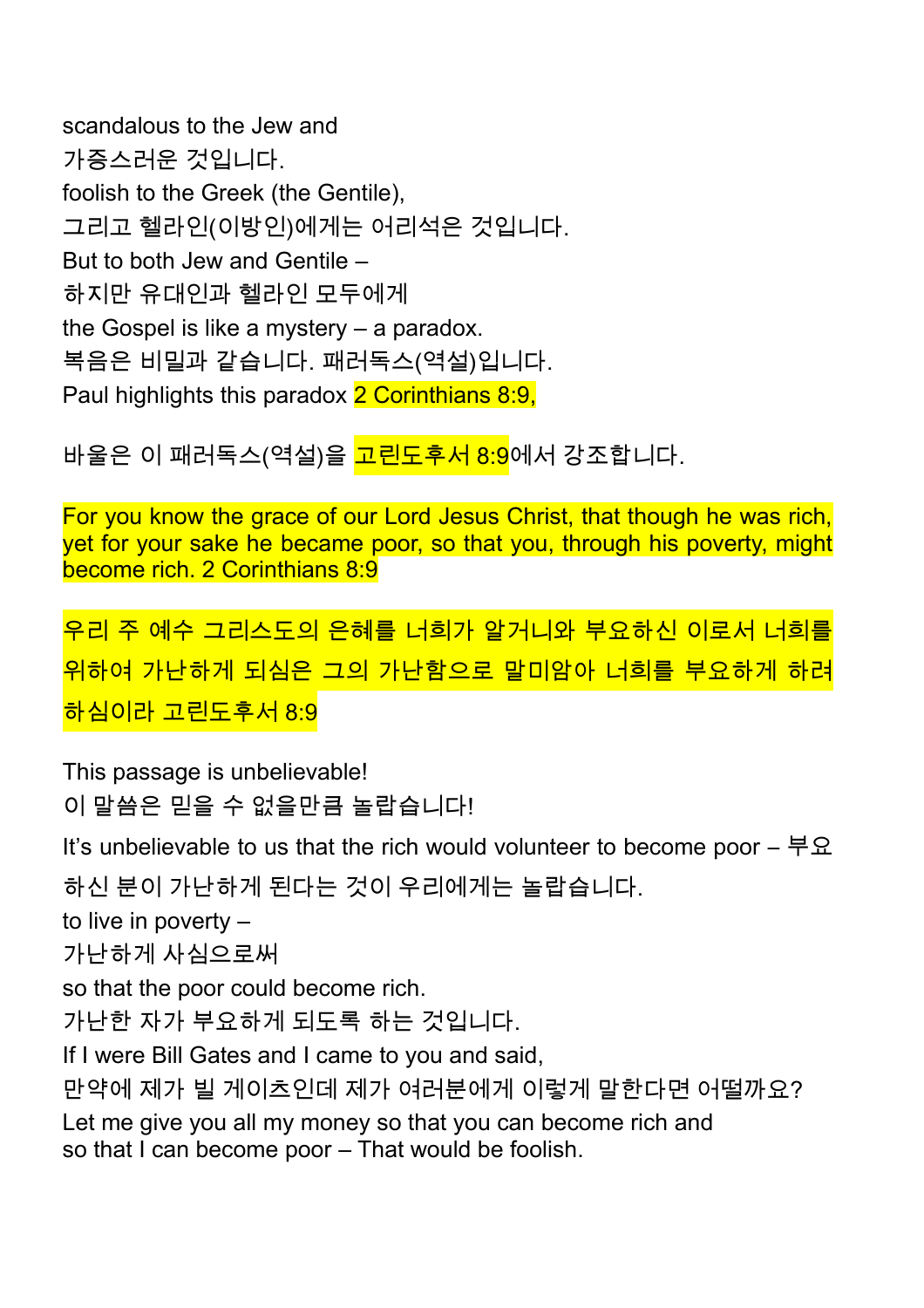scandalous to the Jew and
가증스러운 것입니다.
foolish to the Greek (the Gentile),
그리고 헬라인(이방인)에게는 어리석은 것입니다.
But to both Jew and Gentile –
하지만 유대인과 헬라인 모두에게
the Gospel is like a mystery – a paradox.
복음은 비밀과 같습니다. 패러독스(역설)입니다.
Paul highlights this paradox 2 Corinthians 8:9,

바울은 이 패러독스(역설)을 고린도후서 8:9에서 강조합니다.

For you know the grace of our Lord Jesus Christ, that though he was rich, yet for your sake he became poor, so that you, through his poverty, might become rich. 2 Corinthians 8:9

우리 주 예수 그리스도의 은혜를 너희가 알거니와 부요하신 이로서 너희를 위하여 가난하게 되심은 그의 가난함으로 말미암아 너희를 부요하게 하려 하심이라 고린도후서 8:9

This passage is unbelievable!
이 말씀은 믿을 수 없을만큼 놀랍습니다!
It's unbelievable to us that the rich would volunteer to become poor – 부요하신 분이 가난하게 된다는 것이 우리에게는 놀랍습니다.
to live in poverty –
가난하게 사심으로써
so that the poor could become rich.
가난한 자가 부요하게 되도록 하는 것입니다.
If I were Bill Gates and I came to you and said,
만약에 제가 빌 게이츠인데 제가 여러분에게 이렇게 말한다면 어떨까요?
Let me give you all my money so that you can become rich and so that I can become poor – That would be foolish.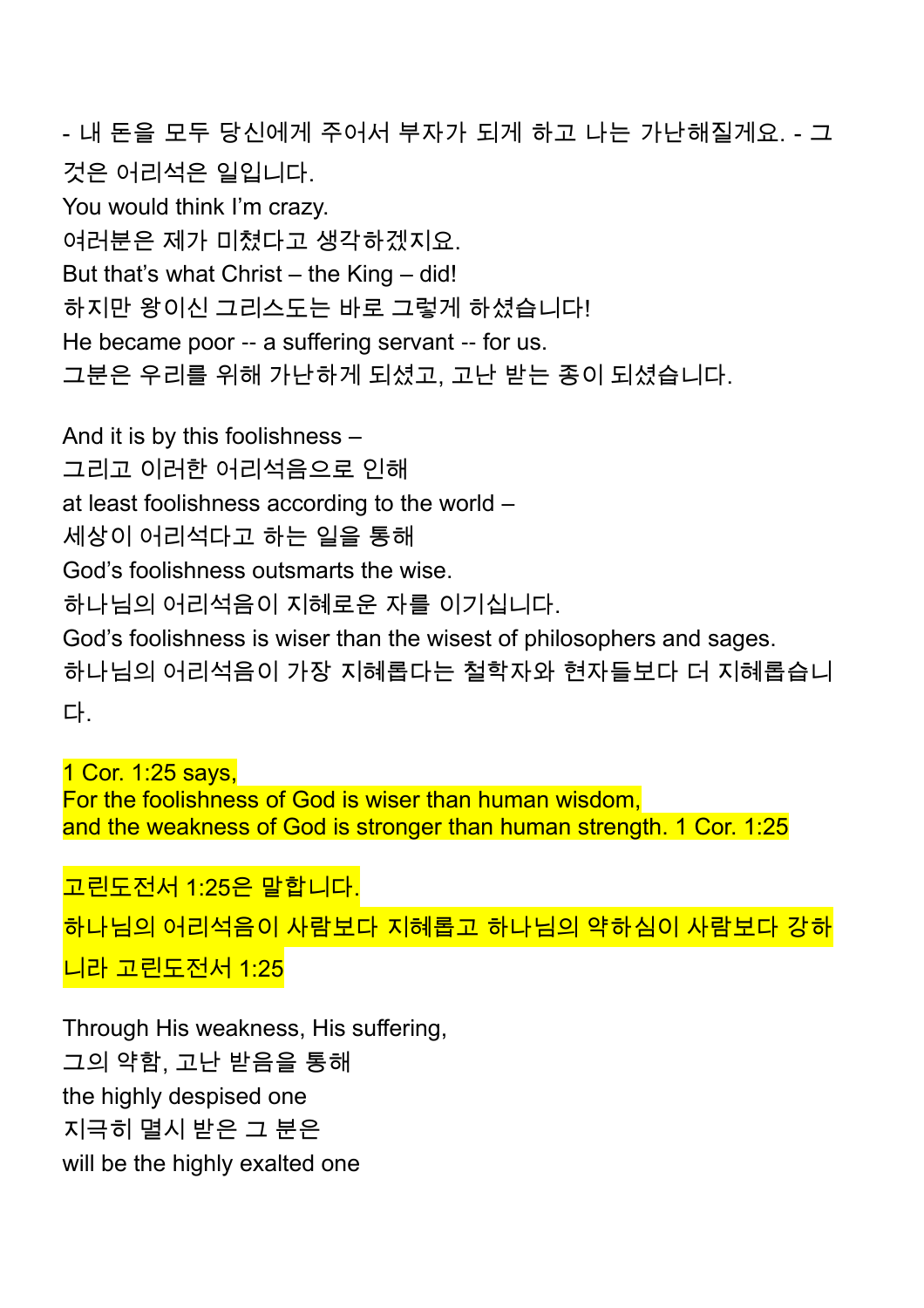- 내 돈을 모두 당신에게 주어서 부자가 되게 하고 나는 가난해질게요. - 그것은 어리석은 일입니다.
You would think I'm crazy.
여러분은 제가 미쳤다고 생각하겠지요.
But that's what Christ – the King – did!
하지만 왕이신 그리스도는 바로 그렇게 하셨습니다!
He became poor -- a suffering servant -- for us.
그분은 우리를 위해 가난하게 되셨고, 고난 받는 종이 되셨습니다.

And it is by this foolishness –
그리고 이러한 어리석음으로 인해
at least foolishness according to the world –
세상이 어리석다고 하는 일을 통해
God's foolishness outsmarts the wise.
하나님의 어리석음이 지혜로운 자를 이기십니다.
God's foolishness is wiser than the wisest of philosophers and sages.
하나님의 어리석음이 가장 지혜롭다는 철학자와 현자들보다 더 지혜롭습니다.

1 Cor. 1:25 says,
For the foolishness of God is wiser than human wisdom,
and the weakness of God is stronger than human strength. 1 Cor. 1:25

고린도전서 1:25은 말합니다.
하나님의 어리석음이 사람보다 지혜롭고 하나님의 약하심이 사람보다 강하니라 고린도전서 1:25

Through His weakness, His suffering,
그의 약함, 고난 받음을 통해
the highly despised one
지극히 멸시 받은 그 분은
will be the highly exalted one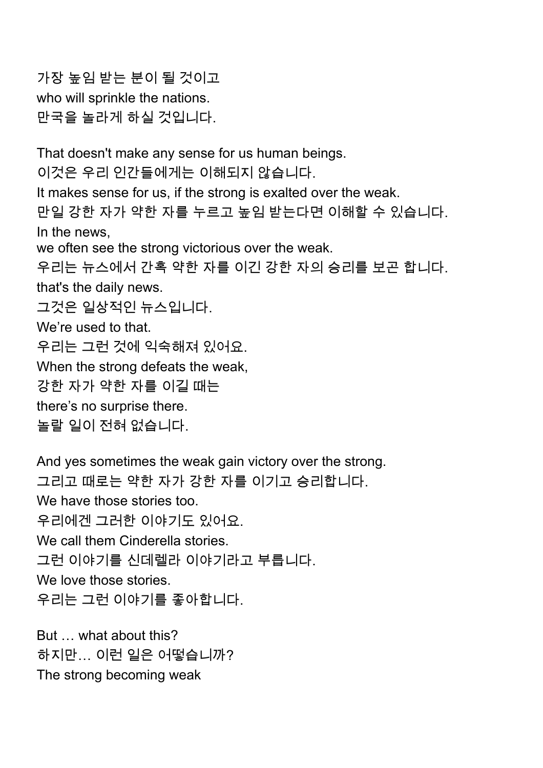가장 높임 받는 분이 될 것이고
who will sprinkle the nations.
만국을 놀라게 하실 것입니다.

That doesn't make any sense for us human beings.
이것은 우리 인간들에게는 이해되지 않습니다.
It makes sense for us, if the strong is exalted over the weak.
만일 강한 자가 약한 자를 누르고 높임 받는다면 이해할 수 있습니다.
In the news,
we often see the strong victorious over the weak.
우리는 뉴스에서 간혹 약한 자를 이긴 강한 자의 승리를 보곤 합니다.
that's the daily news.
그것은 일상적인 뉴스입니다.
We're used to that.
우리는 그런 것에 익숙해져 있어요.
When the strong defeats the weak,
강한 자가 약한 자를 이길 때는
there's no surprise there.
놀랄 일이 전혀 없습니다.

And yes sometimes the weak gain victory over the strong.
그리고 때로는 약한 자가 강한 자를 이기고 승리합니다.
We have those stories too.
우리에겐 그러한 이야기도 있어요.
We call them Cinderella stories.
그런 이야기를 신데렐라 이야기라고 부릅니다.
We love those stories.
우리는 그런 이야기를 좋아합니다.

But … what about this?
하지만… 이런 일은 어떻습니까?
The strong becoming weak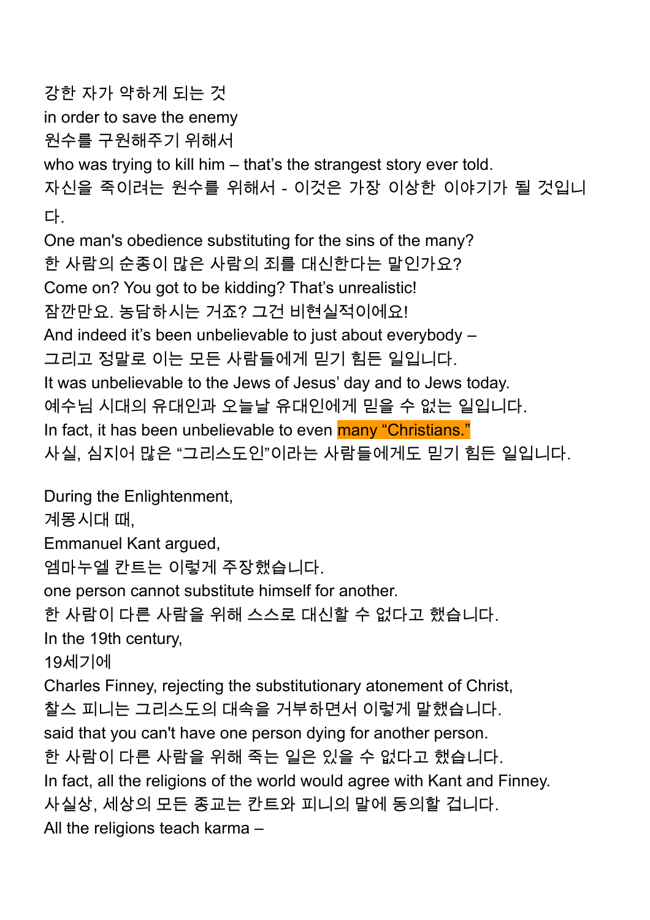강한 자가 약하게 되는 것
in order to save the enemy
원수를 구원해주기 위해서
who was trying to kill him – that's the strangest story ever told.
자신을 죽이려는 원수를 위해서 - 이것은 가장 이상한 이야기가 될 것입니다.
One man's obedience substituting for the sins of the many?
한 사람의 순종이 많은 사람의 죄를 대신한다는 말인가요?
Come on? You got to be kidding? That's unrealistic!
잠깐만요. 농담하시는 거죠? 그건 비현실적이에요!
And indeed it's been unbelievable to just about everybody –
그리고 정말로 이는 모든 사람들에게 믿기 힘든 일입니다.
It was unbelievable to the Jews of Jesus' day and to Jews today.
예수님 시대의 유대인과 오늘날 유대인에게 믿을 수 없는 일입니다.
In fact, it has been unbelievable to even many "Christians."
사실, 심지어 많은 "그리스도인"이라는 사람들에게도 믿기 힘든 일입니다.

During the Enlightenment,
계몽시대 때,
Emmanuel Kant argued,
엠마누엘 칸트는 이렇게 주장했습니다.
one person cannot substitute himself for another.
한 사람이 다른 사람을 위해 스스로 대신할 수 없다고 했습니다.
In the 19th century,
19세기에
Charles Finney, rejecting the substitutionary atonement of Christ,
찰스 피니는 그리스도의 대속을 거부하면서 이렇게 말했습니다.
said that you can't have one person dying for another person.
한 사람이 다른 사람을 위해 죽는 일은 있을 수 없다고 했습니다.
In fact, all the religions of the world would agree with Kant and Finney.
사실상, 세상의 모든 종교는 칸트와 피니의 말에 동의할 겁니다.
All the religions teach karma –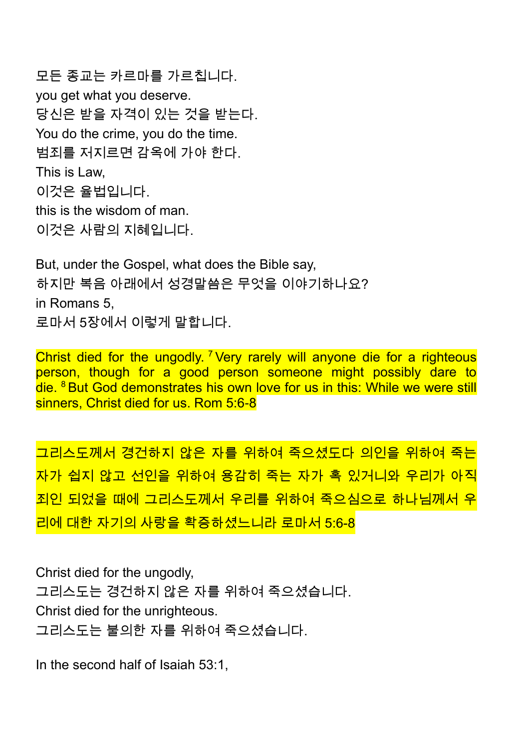모든 종교는 카르마를 가르칩니다.
you get what you deserve.
당신은 받을 자격이 있는 것을 받는다.
You do the crime, you do the time.
범죄를 저지르면 감옥에 가야 한다.
This is Law,
이것은 율법입니다.
this is the wisdom of man.
이것은 사람의 지혜입니다.

But, under the Gospel, what does the Bible say,
하지만 복음 아래에서 성경말씀은 무엇을 이야기하나요?
in Romans 5,
로마서 5장에서 이렇게 말합니다.

Christ died for the ungodly. [7] Very rarely will anyone die for a righteous person, though for a good person someone might possibly dare to die. [8] But God demonstrates his own love for us in this: While we were still sinners, Christ died for us. Rom 5:6-8

그리스도께서 경건하지 않은 자를 위하여 죽으셨도다 의인을 위하여 죽는 자가 쉽지 않고 선인을 위하여 용감히 죽는 자가 혹 있거니와 우리가 아직 죄인 되었을 때에 그리스도께서 우리를 위하여 죽으심으로 하나님께서 우리에 대한 자기의 사랑을 확증하셨느니라 로마서 5:6-8

Christ died for the ungodly,
그리스도는 경건하지 않은 자를 위하여 죽으셨습니다.
Christ died for the unrighteous.
그리스도는 불의한 자를 위하여 죽으셨습니다.

In the second half of Isaiah 53:1,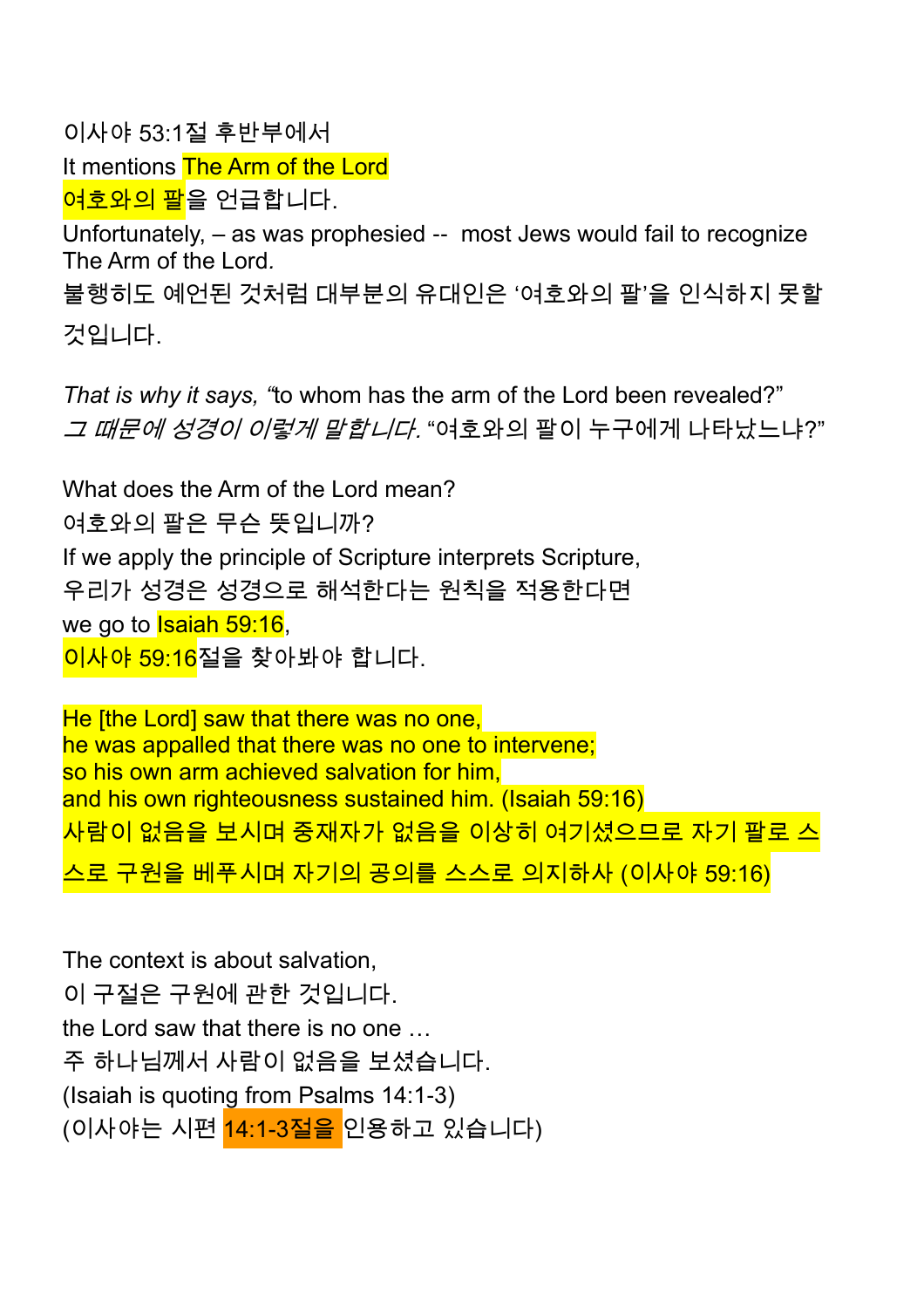이사야 53:1절 후반부에서

It mentions The Arm of the Lord

여호와의 팔을 언급합니다.

Unfortunately, – as was prophesied -- most Jews would fail to recognize The Arm of the Lord.

불행히도 예언된 것처럼 대부분의 유대인은 '여호와의 팔'을 인식하지 못할 것입니다.

*That is why it says, "*to whom has the arm of the Lord been revealed?"

*그 때문에 성경이 이렇게 말합니다.* "여호와의 팔이 누구에게 나타났느냐?"

What does the Arm of the Lord mean?

여호와의 팔은 무슨 뜻입니까?

If we apply the principle of Scripture interprets Scripture,

우리가 성경은 성경으로 해석한다는 원칙을 적용한다면

we go to Isaiah 59:16,

이사야 59:16절을 찾아봐야 합니다.

He [the Lord] saw that there was no one,
he was appalled that there was no one to intervene;
so his own arm achieved salvation for him,
and his own righteousness sustained him. (Isaiah 59:16)

사람이 없음을 보시며 중재자가 없음을 이상히 여기셨으므로 자기 팔로 스스로 구원을 베푸시며 자기의 공의를 스스로 의지하사 (이사야 59:16)

The context is about salvation,

이 구절은 구원에 관한 것입니다.

the Lord saw that there is no one …

주 하나님께서 사람이 없음을 보셨습니다.

(Isaiah is quoting from Psalms 14:1-3)

(이사야는 시편 14:1-3절을 인용하고 있습니다)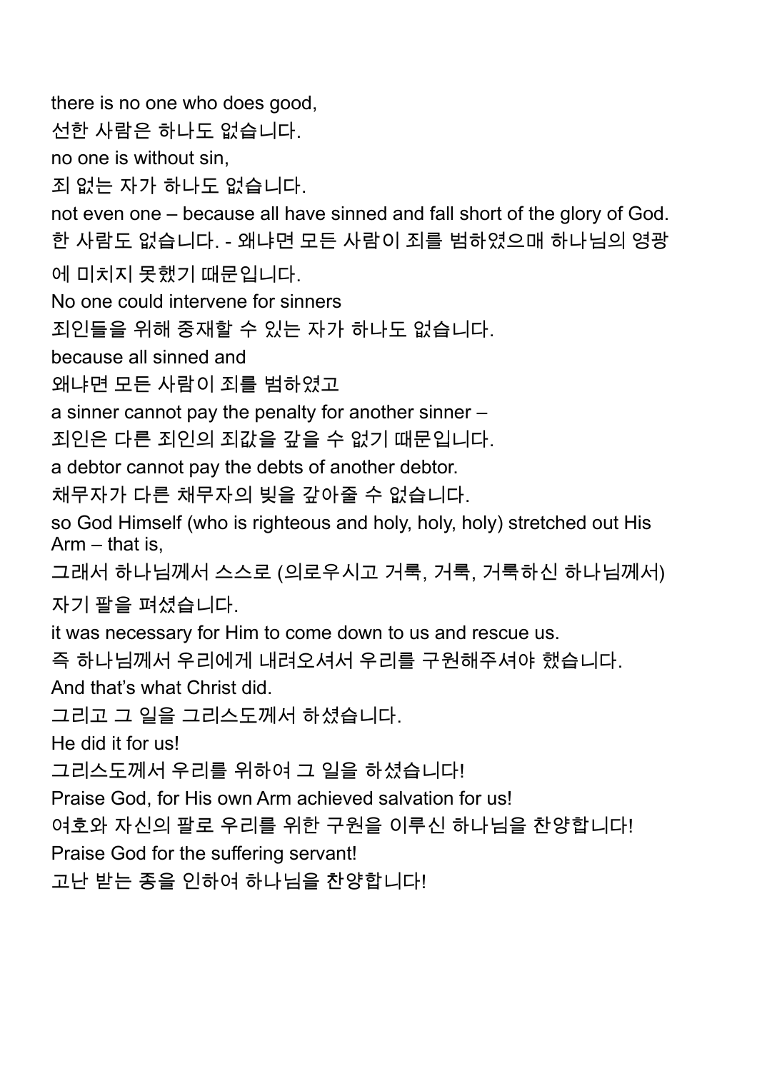there is no one who does good,

선한 사람은 하나도 없습니다.

no one is without sin,

죄 없는 자가 하나도 없습니다.

not even one – because all have sinned and fall short of the glory of God.

한 사람도 없습니다. - 왜냐면 모든 사람이 죄를 범하였으매 하나님의 영광에 미치지 못했기 때문입니다.

No one could intervene for sinners

죄인들을 위해 중재할 수 있는 자가 하나도 없습니다.

because all sinned and

왜냐면 모든 사람이 죄를 범하였고

a sinner cannot pay the penalty for another sinner –

죄인은 다른 죄인의 죄값을 갚을 수 없기 때문입니다.

a debtor cannot pay the debts of another debtor.

채무자가 다른 채무자의 빚을 갚아줄 수 없습니다.

so God Himself (who is righteous and holy, holy, holy) stretched out His Arm – that is,

그래서 하나님께서 스스로 (의로우시고 거룩, 거룩, 거룩하신 하나님께서) 자기 팔을 펴셨습니다.

it was necessary for Him to come down to us and rescue us.

즉 하나님께서 우리에게 내려오셔서 우리를 구원해주셔야 했습니다.

And that's what Christ did.

그리고 그 일을 그리스도께서 하셨습니다.

He did it for us!

그리스도께서 우리를 위하여 그 일을 하셨습니다!

Praise God, for His own Arm achieved salvation for us!

여호와 자신의 팔로 우리를 위한 구원을 이루신 하나님을 찬양합니다!

Praise God for the suffering servant!

고난 받는 종을 인하여 하나님을 찬양합니다!